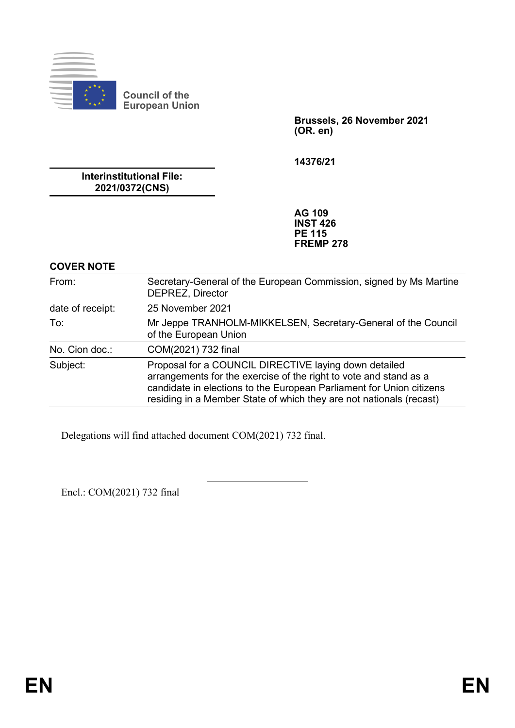Council of the European Union

**Brussels, 26 November 2021**
**(OR. en)**

**14376/21**

**Interinstitutional File:**
**2021/0372(CNS)**

**AG 109**
**INST 426**
**PE 115**
**FREMP 278**

**COVER NOTE**

| | |
|---|---|
| From: | Secretary-General of the European Commission, signed by Ms Martine DEPREZ, Director |
| date of receipt: | 25 November 2021 |
| To: | Mr Jeppe TRANHOLM-MIKKELSEN, Secretary-General of the Council of the European Union |
| No. Cion doc.: | COM(2021) 732 final |
| Subject: | Proposal for a COUNCIL DIRECTIVE laying down detailed arrangements for the exercise of the right to vote and stand as a candidate in elections to the European Parliament for Union citizens residing in a Member State of which they are not nationals (recast) |

Delegations will find attached document COM(2021) 732 final.

Encl.: COM(2021) 732 final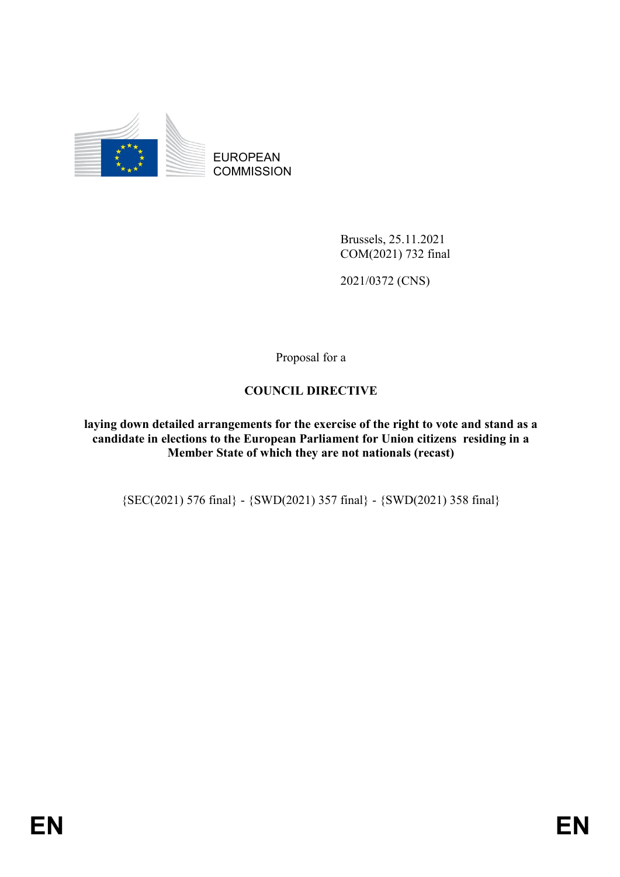EUROPEAN COMMISSION

Brussels, 25.11.2021
COM(2021) 732 final

2021/0372 (CNS)

Proposal for a

**COUNCIL DIRECTIVE**

**laying down detailed arrangements for the exercise of the right to vote and stand as a candidate in elections to the European Parliament for Union citizens residing in a Member State of which they are not nationals (recast)**

{SEC(2021) 576 final} - {SWD(2021) 357 final} - {SWD(2021) 358 final}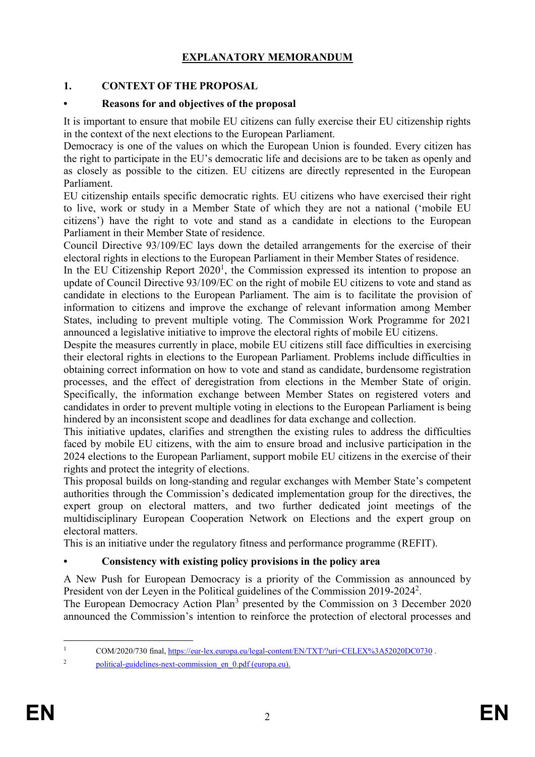# EXPLANATORY MEMORANDUM

## 1. CONTEXT OF THE PROPOSAL

### • Reasons for and objectives of the proposal

It is important to ensure that mobile EU citizens can fully exercise their EU citizenship rights in the context of the next elections to the European Parliament.

Democracy is one of the values on which the European Union is founded. Every citizen has the right to participate in the EU's democratic life and decisions are to be taken as openly and as closely as possible to the citizen. EU citizens are directly represented in the European Parliament.

EU citizenship entails specific democratic rights. EU citizens who have exercised their right to live, work or study in a Member State of which they are not a national ('mobile EU citizens') have the right to vote and stand as a candidate in elections to the European Parliament in their Member State of residence.

Council Directive 93/109/EC lays down the detailed arrangements for the exercise of their electoral rights in elections to the European Parliament in their Member States of residence.

In the EU Citizenship Report 2020[1], the Commission expressed its intention to propose an update of Council Directive 93/109/EC on the right of mobile EU citizens to vote and stand as candidate in elections to the European Parliament. The aim is to facilitate the provision of information to citizens and improve the exchange of relevant information among Member States, including to prevent multiple voting. The Commission Work Programme for 2021 announced a legislative initiative to improve the electoral rights of mobile EU citizens.

Despite the measures currently in place, mobile EU citizens still face difficulties in exercising their electoral rights in elections to the European Parliament. Problems include difficulties in obtaining correct information on how to vote and stand as candidate, burdensome registration processes, and the effect of deregistration from elections in the Member State of origin. Specifically, the information exchange between Member States on registered voters and candidates in order to prevent multiple voting in elections to the European Parliament is being hindered by an inconsistent scope and deadlines for data exchange and collection.

This initiative updates, clarifies and strengthen the existing rules to address the difficulties faced by mobile EU citizens, with the aim to ensure broad and inclusive participation in the 2024 elections to the European Parliament, support mobile EU citizens in the exercise of their rights and protect the integrity of elections.

This proposal builds on long-standing and regular exchanges with Member State's competent authorities through the Commission's dedicated implementation group for the directives, the expert group on electoral matters, and two further dedicated joint meetings of the multidisciplinary European Cooperation Network on Elections and the expert group on electoral matters.

This is an initiative under the regulatory fitness and performance programme (REFIT).

### • Consistency with existing policy provisions in the policy area

A New Push for European Democracy is a priority of the Commission as announced by President von der Leyen in the Political guidelines of the Commission 2019-2024[2].

The European Democracy Action Plan[3] presented by the Commission on 3 December 2020 announced the Commission's intention to reinforce the protection of electoral processes and

---

[1] COM/2020/730 final, https://eur-lex.europa.eu/legal-content/EN/TXT/?uri=CELEX%3A52020DC0730 .

[2] political-guidelines-next-commission_en_0.pdf (europa.eu).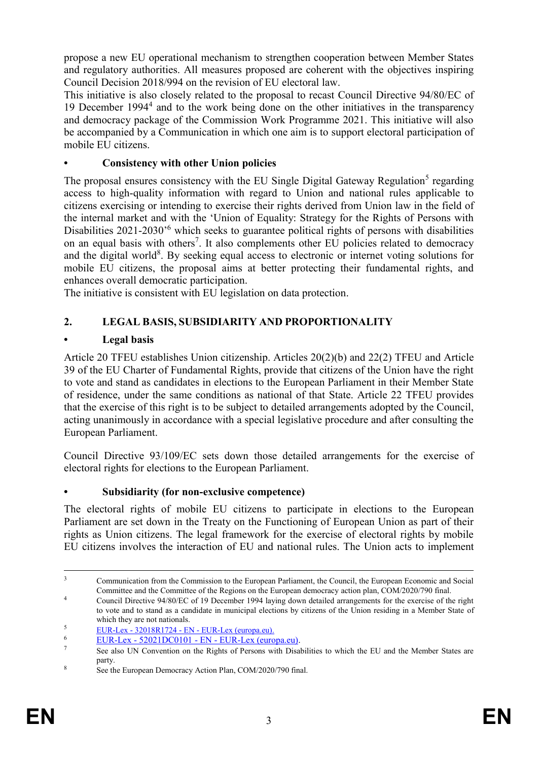propose a new EU operational mechanism to strengthen cooperation between Member States and regulatory authorities. All measures proposed are coherent with the objectives inspiring Council Decision 2018/994 on the revision of EU electoral law.

This initiative is also closely related to the proposal to recast Council Directive 94/80/EC of 19 December 1994[4] and to the work being done on the other initiatives in the transparency and democracy package of the Commission Work Programme 2021. This initiative will also be accompanied by a Communication in which one aim is to support electoral participation of mobile EU citizens.

- **Consistency with other Union policies**

The proposal ensures consistency with the EU Single Digital Gateway Regulation[5] regarding access to high-quality information with regard to Union and national rules applicable to citizens exercising or intending to exercise their rights derived from Union law in the field of the internal market and with the 'Union of Equality: Strategy for the Rights of Persons with Disabilities 2021-2030'[6] which seeks to guarantee political rights of persons with disabilities on an equal basis with others[7]. It also complements other EU policies related to democracy and the digital world[8]. By seeking equal access to electronic or internet voting solutions for mobile EU citizens, the proposal aims at better protecting their fundamental rights, and enhances overall democratic participation.

The initiative is consistent with EU legislation on data protection.

## 2. LEGAL BASIS, SUBSIDIARITY AND PROPORTIONALITY

- **Legal basis**

Article 20 TFEU establishes Union citizenship. Articles 20(2)(b) and 22(2) TFEU and Article 39 of the EU Charter of Fundamental Rights, provide that citizens of the Union have the right to vote and stand as candidates in elections to the European Parliament in their Member State of residence, under the same conditions as national of that State. Article 22 TFEU provides that the exercise of this right is to be subject to detailed arrangements adopted by the Council, acting unanimously in accordance with a special legislative procedure and after consulting the European Parliament.

Council Directive 93/109/EC sets down those detailed arrangements for the exercise of electoral rights for elections to the European Parliament.

- **Subsidiarity (for non-exclusive competence)**

The electoral rights of mobile EU citizens to participate in elections to the European Parliament are set down in the Treaty on the Functioning of European Union as part of their rights as Union citizens. The legal framework for the exercise of electoral rights by mobile EU citizens involves the interaction of EU and national rules. The Union acts to implement

---

[3] Communication from the Commission to the European Parliament, the Council, the European Economic and Social Committee and the Committee of the Regions on the European democracy action plan, COM/2020/790 final.

[4] Council Directive 94/80/EC of 19 December 1994 laying down detailed arrangements for the exercise of the right to vote and to stand as a candidate in municipal elections by citizens of the Union residing in a Member State of which they are not nationals.

[5] EUR-Lex - 32018R1724 - EN - EUR-Lex (europa.eu).

[6] EUR-Lex - 52021DC0101 - EN - EUR-Lex (europa.eu).

[7] See also UN Convention on the Rights of Persons with Disabilities to which the EU and the Member States are party.

[8] See the European Democracy Action Plan, COM/2020/790 final.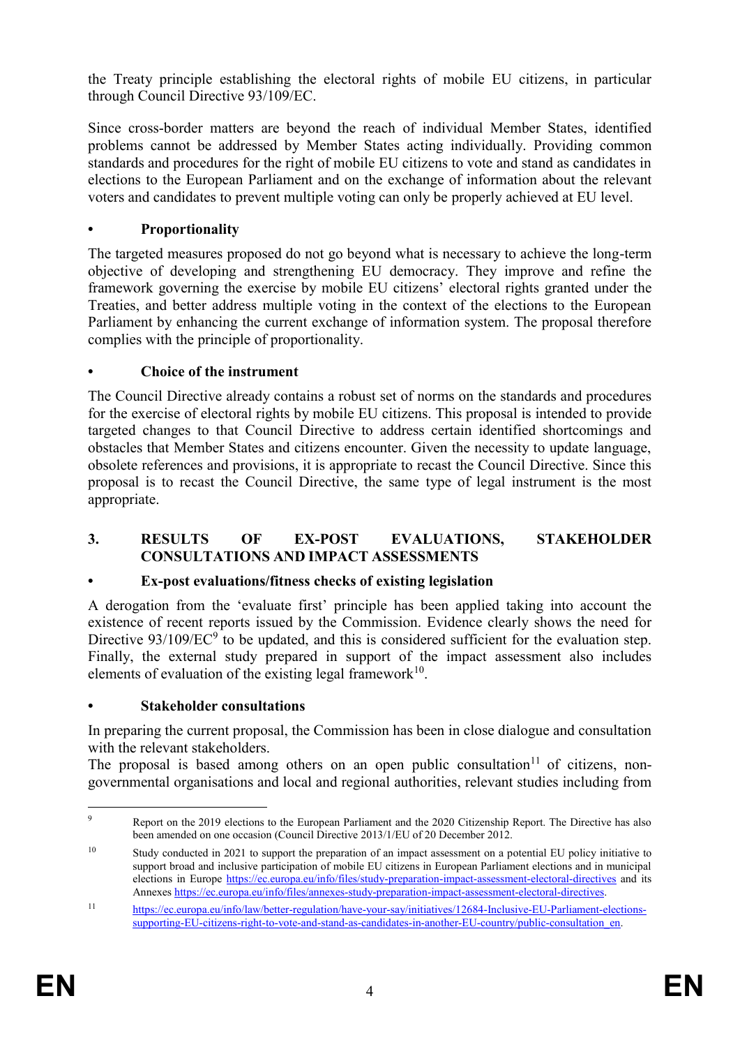the Treaty principle establishing the electoral rights of mobile EU citizens, in particular through Council Directive 93/109/EC.

Since cross-border matters are beyond the reach of individual Member States, identified problems cannot be addressed by Member States acting individually. Providing common standards and procedures for the right of mobile EU citizens to vote and stand as candidates in elections to the European Parliament and on the exchange of information about the relevant voters and candidates to prevent multiple voting can only be properly achieved at EU level.

- **Proportionality**

The targeted measures proposed do not go beyond what is necessary to achieve the long-term objective of developing and strengthening EU democracy. They improve and refine the framework governing the exercise by mobile EU citizens' electoral rights granted under the Treaties, and better address multiple voting in the context of the elections to the European Parliament by enhancing the current exchange of information system. The proposal therefore complies with the principle of proportionality.

- **Choice of the instrument**

The Council Directive already contains a robust set of norms on the standards and procedures for the exercise of electoral rights by mobile EU citizens. This proposal is intended to provide targeted changes to that Council Directive to address certain identified shortcomings and obstacles that Member States and citizens encounter. Given the necessity to update language, obsolete references and provisions, it is appropriate to recast the Council Directive. Since this proposal is to recast the Council Directive, the same type of legal instrument is the most appropriate.

## 3. RESULTS OF EX-POST EVALUATIONS, STAKEHOLDER CONSULTATIONS AND IMPACT ASSESSMENTS

- **Ex-post evaluations/fitness checks of existing legislation**

A derogation from the 'evaluate first' principle has been applied taking into account the existence of recent reports issued by the Commission. Evidence clearly shows the need for Directive 93/109/EC[9] to be updated, and this is considered sufficient for the evaluation step. Finally, the external study prepared in support of the impact assessment also includes elements of evaluation of the existing legal framework[10].

- **Stakeholder consultations**

In preparing the current proposal, the Commission has been in close dialogue and consultation with the relevant stakeholders.

The proposal is based among others on an open public consultation[11] of citizens, non-governmental organisations and local and regional authorities, relevant studies including from

---

[9] Report on the 2019 elections to the European Parliament and the 2020 Citizenship Report. The Directive has also been amended on one occasion (Council Directive 2013/1/EU of 20 December 2012.

[10] Study conducted in 2021 to support the preparation of an impact assessment on a potential EU policy initiative to support broad and inclusive participation of mobile EU citizens in European Parliament elections and in municipal elections in Europe https://ec.europa.eu/info/files/study-preparation-impact-assessment-electoral-directives and its Annexes https://ec.europa.eu/info/files/annexes-study-preparation-impact-assessment-electoral-directives.

[11] https://ec.europa.eu/info/law/better-regulation/have-your-say/initiatives/12684-Inclusive-EU-Parliament-elections-supporting-EU-citizens-right-to-vote-and-stand-as-candidates-in-another-EU-country/public-consultation_en.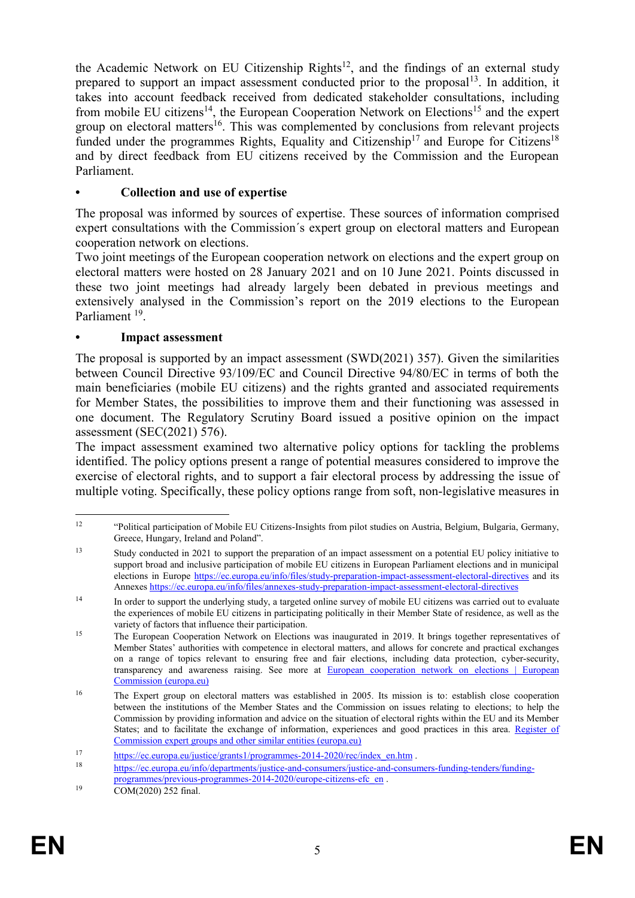the Academic Network on EU Citizenship Rights[12], and the findings of an external study prepared to support an impact assessment conducted prior to the proposal[13]. In addition, it takes into account feedback received from dedicated stakeholder consultations, including from mobile EU citizens[14], the European Cooperation Network on Elections[15] and the expert group on electoral matters[16]. This was complemented by conclusions from relevant projects funded under the programmes Rights, Equality and Citizenship[17] and Europe for Citizens[18] and by direct feedback from EU citizens received by the Commission and the European Parliament.

- **Collection and use of expertise**

The proposal was informed by sources of expertise. These sources of information comprised expert consultations with the Commission´s expert group on electoral matters and European cooperation network on elections.

Two joint meetings of the European cooperation network on elections and the expert group on electoral matters were hosted on 28 January 2021 and on 10 June 2021. Points discussed in these two joint meetings had already largely been debated in previous meetings and extensively analysed in the Commission's report on the 2019 elections to the European Parliament [19].

- **Impact assessment**

The proposal is supported by an impact assessment (SWD(2021) 357). Given the similarities between Council Directive 93/109/EC and Council Directive 94/80/EC in terms of both the main beneficiaries (mobile EU citizens) and the rights granted and associated requirements for Member States, the possibilities to improve them and their functioning was assessed in one document. The Regulatory Scrutiny Board issued a positive opinion on the impact assessment (SEC(2021) 576).

The impact assessment examined two alternative policy options for tackling the problems identified. The policy options present a range of potential measures considered to improve the exercise of electoral rights, and to support a fair electoral process by addressing the issue of multiple voting. Specifically, these policy options range from soft, non-legislative measures in

---

[12] "Political participation of Mobile EU Citizens-Insights from pilot studies on Austria, Belgium, Bulgaria, Germany, Greece, Hungary, Ireland and Poland".

[13] Study conducted in 2021 to support the preparation of an impact assessment on a potential EU policy initiative to support broad and inclusive participation of mobile EU citizens in European Parliament elections and in municipal elections in Europe https://ec.europa.eu/info/files/study-preparation-impact-assessment-electoral-directives and its Annexes https://ec.europa.eu/info/files/annexes-study-preparation-impact-assessment-electoral-directives

[14] In order to support the underlying study, a targeted online survey of mobile EU citizens was carried out to evaluate the experiences of mobile EU citizens in participating politically in their Member State of residence, as well as the variety of factors that influence their participation.

[15] The European Cooperation Network on Elections was inaugurated in 2019. It brings together representatives of Member States' authorities with competence in electoral matters, and allows for concrete and practical exchanges on a range of topics relevant to ensuring free and fair elections, including data protection, cyber-security, transparency and awareness raising. See more at European cooperation network on elections | European Commission (europa.eu)

[16] The Expert group on electoral matters was established in 2005. Its mission is to: establish close cooperation between the institutions of the Member States and the Commission on issues relating to elections; to help the Commission by providing information and advice on the situation of electoral rights within the EU and its Member States; and to facilitate the exchange of information, experiences and good practices in this area. Register of Commission expert groups and other similar entities (europa.eu)

[17] https://ec.europa.eu/justice/grants1/programmes-2014-2020/rec/index_en.htm .

[18] https://ec.europa.eu/info/departments/justice-and-consumers/justice-and-consumers-funding-tenders/funding-programmes/previous-programmes-2014-2020/europe-citizens-efc_en .

[19] COM(2020) 252 final.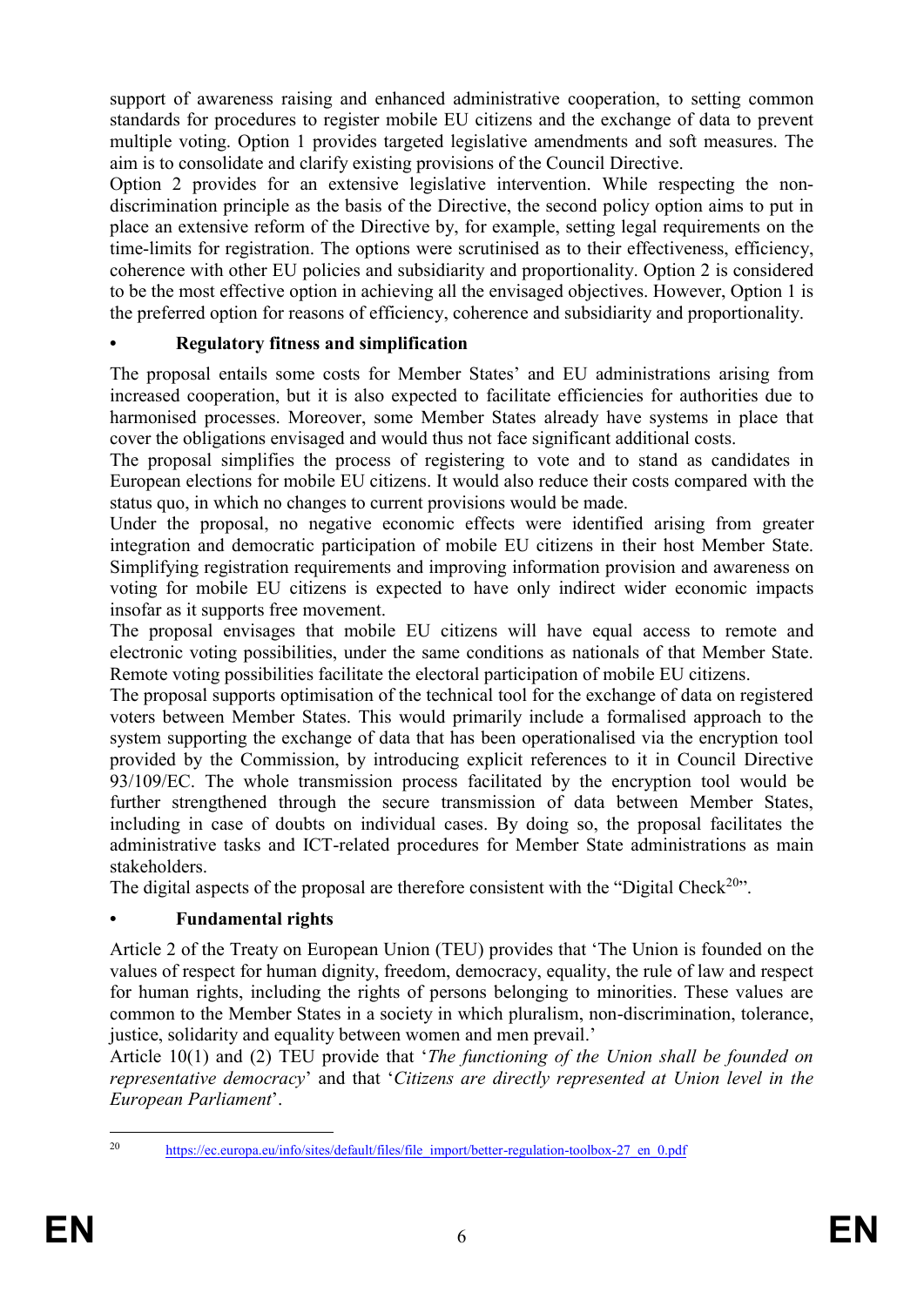support of awareness raising and enhanced administrative cooperation, to setting common standards for procedures to register mobile EU citizens and the exchange of data to prevent multiple voting. Option 1 provides targeted legislative amendments and soft measures. The aim is to consolidate and clarify existing provisions of the Council Directive.

Option 2 provides for an extensive legislative intervention. While respecting the non-discrimination principle as the basis of the Directive, the second policy option aims to put in place an extensive reform of the Directive by, for example, setting legal requirements on the time-limits for registration. The options were scrutinised as to their effectiveness, efficiency, coherence with other EU policies and subsidiarity and proportionality. Option 2 is considered to be the most effective option in achieving all the envisaged objectives. However, Option 1 is the preferred option for reasons of efficiency, coherence and subsidiarity and proportionality.

## • Regulatory fitness and simplification

The proposal entails some costs for Member States' and EU administrations arising from increased cooperation, but it is also expected to facilitate efficiencies for authorities due to harmonised processes. Moreover, some Member States already have systems in place that cover the obligations envisaged and would thus not face significant additional costs.

The proposal simplifies the process of registering to vote and to stand as candidates in European elections for mobile EU citizens. It would also reduce their costs compared with the status quo, in which no changes to current provisions would be made.

Under the proposal, no negative economic effects were identified arising from greater integration and democratic participation of mobile EU citizens in their host Member State. Simplifying registration requirements and improving information provision and awareness on voting for mobile EU citizens is expected to have only indirect wider economic impacts insofar as it supports free movement.

The proposal envisages that mobile EU citizens will have equal access to remote and electronic voting possibilities, under the same conditions as nationals of that Member State. Remote voting possibilities facilitate the electoral participation of mobile EU citizens.

The proposal supports optimisation of the technical tool for the exchange of data on registered voters between Member States. This would primarily include a formalised approach to the system supporting the exchange of data that has been operationalised via the encryption tool provided by the Commission, by introducing explicit references to it in Council Directive 93/109/EC. The whole transmission process facilitated by the encryption tool would be further strengthened through the secure transmission of data between Member States, including in case of doubts on individual cases. By doing so, the proposal facilitates the administrative tasks and ICT-related procedures for Member State administrations as main stakeholders.

The digital aspects of the proposal are therefore consistent with the "Digital Check[20]".

## • Fundamental rights

Article 2 of the Treaty on European Union (TEU) provides that 'The Union is founded on the values of respect for human dignity, freedom, democracy, equality, the rule of law and respect for human rights, including the rights of persons belonging to minorities. These values are common to the Member States in a society in which pluralism, non-discrimination, tolerance, justice, solidarity and equality between women and men prevail.'

Article 10(1) and (2) TEU provide that '*The functioning of the Union shall be founded on representative democracy*' and that '*Citizens are directly represented at Union level in the European Parliament*'.

---

[20] https://ec.europa.eu/info/sites/default/files/file_import/better-regulation-toolbox-27_en_0.pdf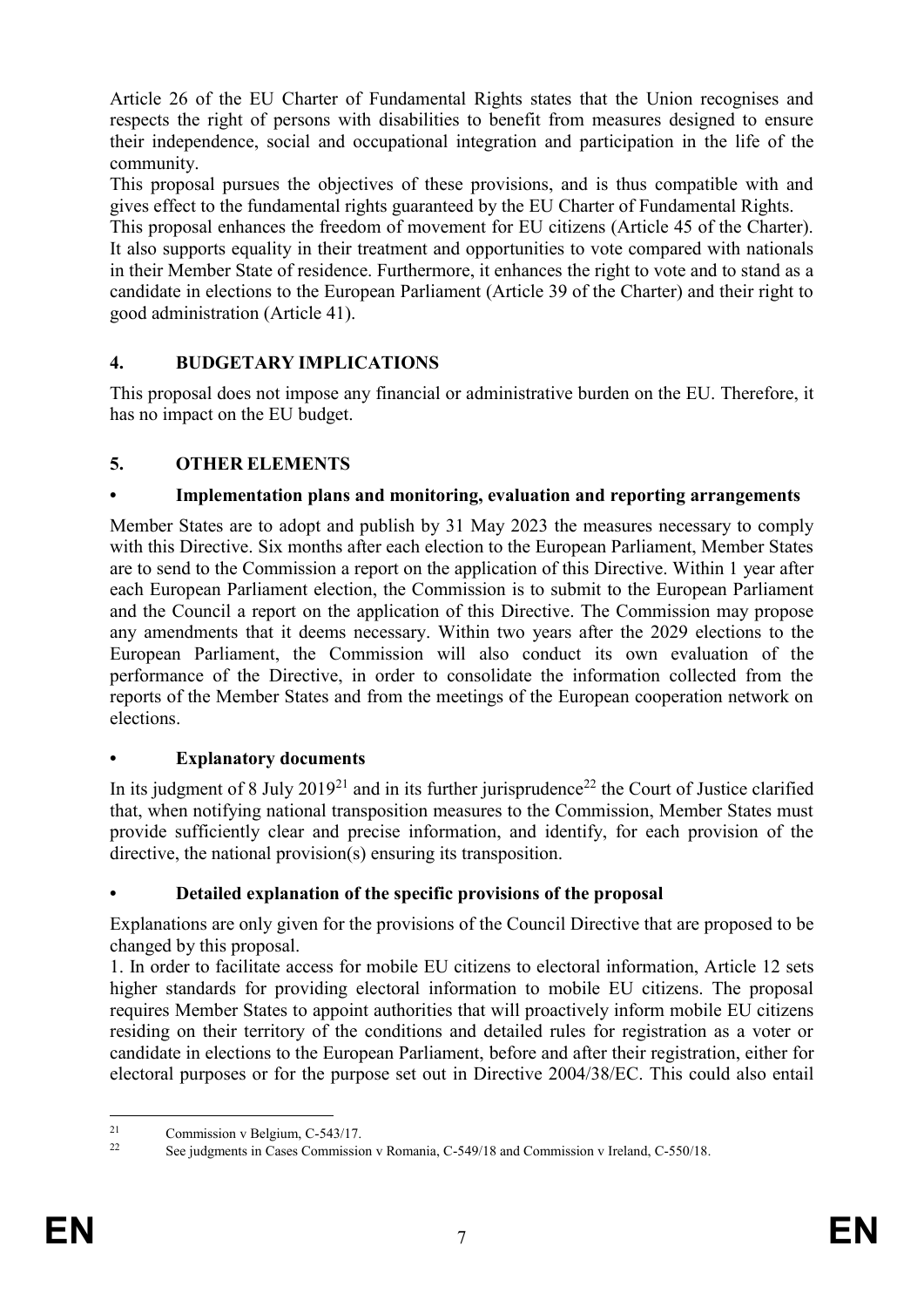Article 26 of the EU Charter of Fundamental Rights states that the Union recognises and respects the right of persons with disabilities to benefit from measures designed to ensure their independence, social and occupational integration and participation in the life of the community.

This proposal pursues the objectives of these provisions, and is thus compatible with and gives effect to the fundamental rights guaranteed by the EU Charter of Fundamental Rights.

This proposal enhances the freedom of movement for EU citizens (Article 45 of the Charter). It also supports equality in their treatment and opportunities to vote compared with nationals in their Member State of residence. Furthermore, it enhances the right to vote and to stand as a candidate in elections to the European Parliament (Article 39 of the Charter) and their right to good administration (Article 41).

## 4. BUDGETARY IMPLICATIONS

This proposal does not impose any financial or administrative burden on the EU. Therefore, it has no impact on the EU budget.

## 5. OTHER ELEMENTS

### • Implementation plans and monitoring, evaluation and reporting arrangements

Member States are to adopt and publish by 31 May 2023 the measures necessary to comply with this Directive. Six months after each election to the European Parliament, Member States are to send to the Commission a report on the application of this Directive. Within 1 year after each European Parliament election, the Commission is to submit to the European Parliament and the Council a report on the application of this Directive. The Commission may propose any amendments that it deems necessary. Within two years after the 2029 elections to the European Parliament, the Commission will also conduct its own evaluation of the performance of the Directive, in order to consolidate the information collected from the reports of the Member States and from the meetings of the European cooperation network on elections.

### • Explanatory documents

In its judgment of 8 July 2019[21] and in its further jurisprudence[22] the Court of Justice clarified that, when notifying national transposition measures to the Commission, Member States must provide sufficiently clear and precise information, and identify, for each provision of the directive, the national provision(s) ensuring its transposition.

### • Detailed explanation of the specific provisions of the proposal

Explanations are only given for the provisions of the Council Directive that are proposed to be changed by this proposal.

1. In order to facilitate access for mobile EU citizens to electoral information, Article 12 sets higher standards for providing electoral information to mobile EU citizens. The proposal requires Member States to appoint authorities that will proactively inform mobile EU citizens residing on their territory of the conditions and detailed rules for registration as a voter or candidate in elections to the European Parliament, before and after their registration, either for electoral purposes or for the purpose set out in Directive 2004/38/EC. This could also entail

---

[21] Commission v Belgium, C-543/17.

[22] See judgments in Cases Commission v Romania, C-549/18 and Commission v Ireland, C-550/18.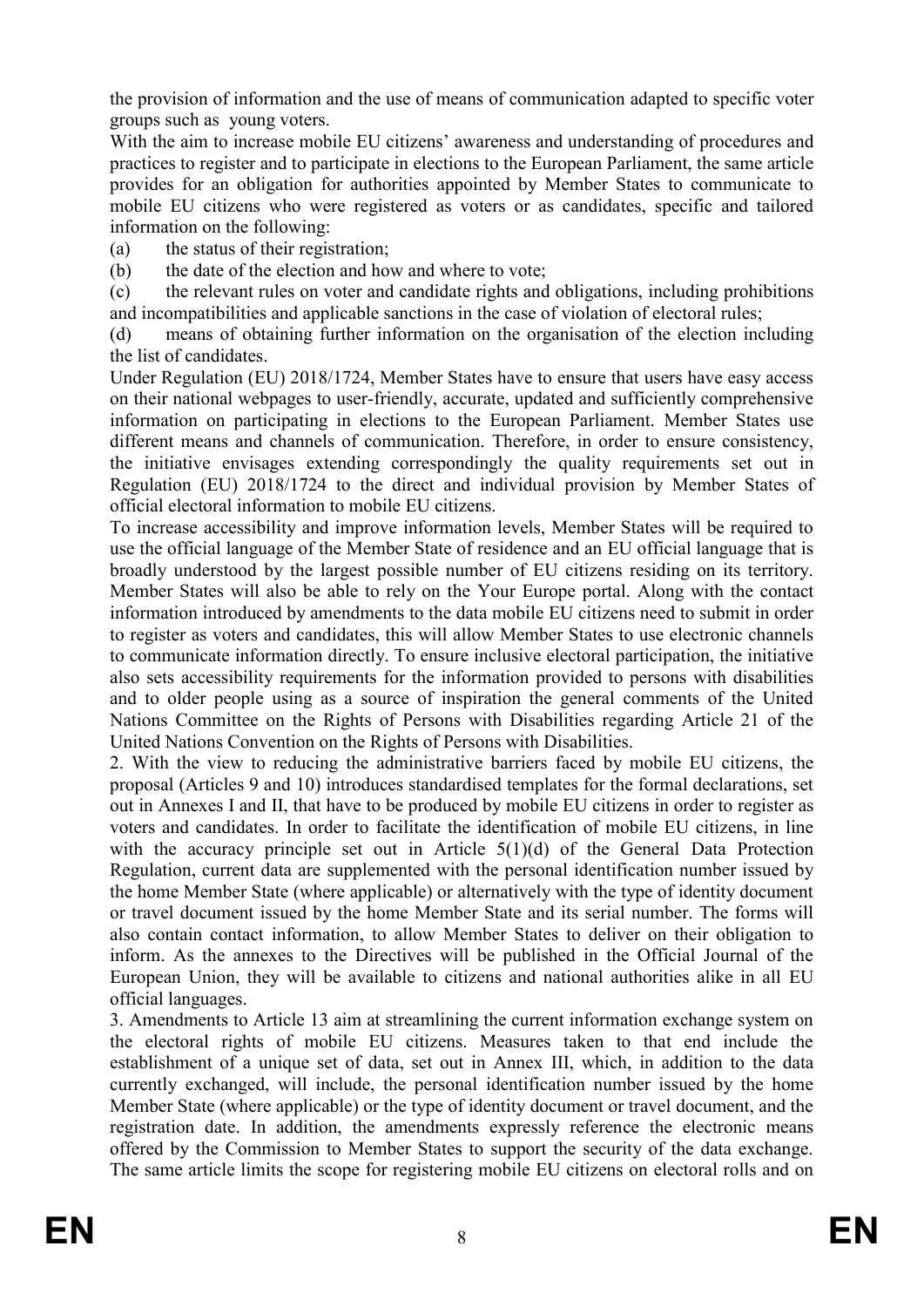the provision of information and the use of means of communication adapted to specific voter groups such as young voters.

With the aim to increase mobile EU citizens' awareness and understanding of procedures and practices to register and to participate in elections to the European Parliament, the same article provides for an obligation for authorities appointed by Member States to communicate to mobile EU citizens who were registered as voters or as candidates, specific and tailored information on the following:

(a) the status of their registration;

(b) the date of the election and how and where to vote;

(c) the relevant rules on voter and candidate rights and obligations, including prohibitions and incompatibilities and applicable sanctions in the case of violation of electoral rules;

(d) means of obtaining further information on the organisation of the election including the list of candidates.

Under Regulation (EU) 2018/1724, Member States have to ensure that users have easy access on their national webpages to user-friendly, accurate, updated and sufficiently comprehensive information on participating in elections to the European Parliament. Member States use different means and channels of communication. Therefore, in order to ensure consistency, the initiative envisages extending correspondingly the quality requirements set out in Regulation (EU) 2018/1724 to the direct and individual provision by Member States of official electoral information to mobile EU citizens.

To increase accessibility and improve information levels, Member States will be required to use the official language of the Member State of residence and an EU official language that is broadly understood by the largest possible number of EU citizens residing on its territory. Member States will also be able to rely on the Your Europe portal. Along with the contact information introduced by amendments to the data mobile EU citizens need to submit in order to register as voters and candidates, this will allow Member States to use electronic channels to communicate information directly. To ensure inclusive electoral participation, the initiative also sets accessibility requirements for the information provided to persons with disabilities and to older people using as a source of inspiration the general comments of the United Nations Committee on the Rights of Persons with Disabilities regarding Article 21 of the United Nations Convention on the Rights of Persons with Disabilities.

2. With the view to reducing the administrative barriers faced by mobile EU citizens, the proposal (Articles 9 and 10) introduces standardised templates for the formal declarations, set out in Annexes I and II, that have to be produced by mobile EU citizens in order to register as voters and candidates. In order to facilitate the identification of mobile EU citizens, in line with the accuracy principle set out in Article 5(1)(d) of the General Data Protection Regulation, current data are supplemented with the personal identification number issued by the home Member State (where applicable) or alternatively with the type of identity document or travel document issued by the home Member State and its serial number. The forms will also contain contact information, to allow Member States to deliver on their obligation to inform. As the annexes to the Directives will be published in the Official Journal of the European Union, they will be available to citizens and national authorities alike in all EU official languages.

3. Amendments to Article 13 aim at streamlining the current information exchange system on the electoral rights of mobile EU citizens. Measures taken to that end include the establishment of a unique set of data, set out in Annex III, which, in addition to the data currently exchanged, will include, the personal identification number issued by the home Member State (where applicable) or the type of identity document or travel document, and the registration date. In addition, the amendments expressly reference the electronic means offered by the Commission to Member States to support the security of the data exchange. The same article limits the scope for registering mobile EU citizens on electoral rolls and on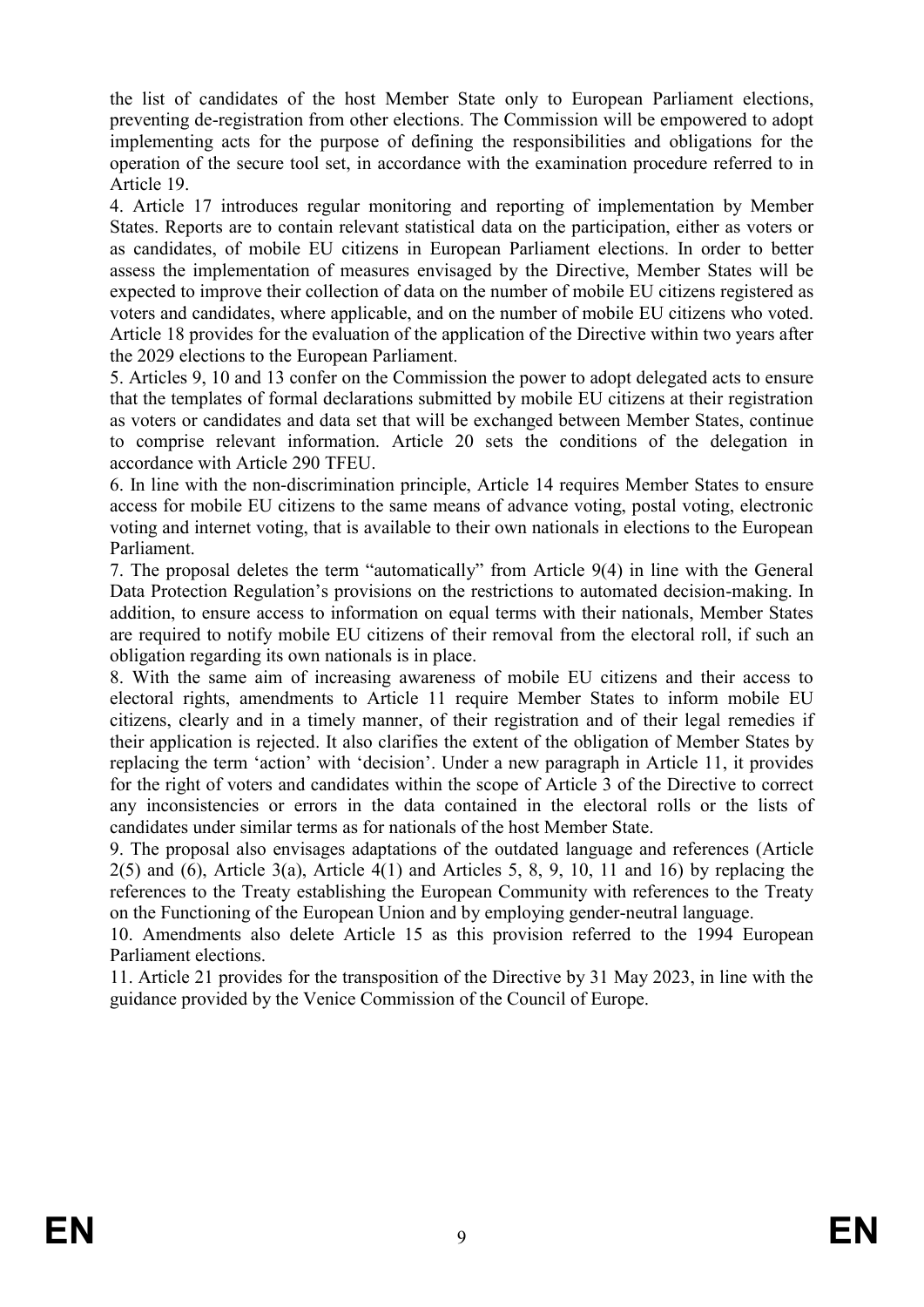the list of candidates of the host Member State only to European Parliament elections, preventing de-registration from other elections. The Commission will be empowered to adopt implementing acts for the purpose of defining the responsibilities and obligations for the operation of the secure tool set, in accordance with the examination procedure referred to in Article 19.

4. Article 17 introduces regular monitoring and reporting of implementation by Member States. Reports are to contain relevant statistical data on the participation, either as voters or as candidates, of mobile EU citizens in European Parliament elections. In order to better assess the implementation of measures envisaged by the Directive, Member States will be expected to improve their collection of data on the number of mobile EU citizens registered as voters and candidates, where applicable, and on the number of mobile EU citizens who voted. Article 18 provides for the evaluation of the application of the Directive within two years after the 2029 elections to the European Parliament.

5. Articles 9, 10 and 13 confer on the Commission the power to adopt delegated acts to ensure that the templates of formal declarations submitted by mobile EU citizens at their registration as voters or candidates and data set that will be exchanged between Member States, continue to comprise relevant information. Article 20 sets the conditions of the delegation in accordance with Article 290 TFEU.

6. In line with the non-discrimination principle, Article 14 requires Member States to ensure access for mobile EU citizens to the same means of advance voting, postal voting, electronic voting and internet voting, that is available to their own nationals in elections to the European Parliament.

7. The proposal deletes the term "automatically" from Article 9(4) in line with the General Data Protection Regulation's provisions on the restrictions to automated decision-making. In addition, to ensure access to information on equal terms with their nationals, Member States are required to notify mobile EU citizens of their removal from the electoral roll, if such an obligation regarding its own nationals is in place.

8. With the same aim of increasing awareness of mobile EU citizens and their access to electoral rights, amendments to Article 11 require Member States to inform mobile EU citizens, clearly and in a timely manner, of their registration and of their legal remedies if their application is rejected. It also clarifies the extent of the obligation of Member States by replacing the term 'action' with 'decision'. Under a new paragraph in Article 11, it provides for the right of voters and candidates within the scope of Article 3 of the Directive to correct any inconsistencies or errors in the data contained in the electoral rolls or the lists of candidates under similar terms as for nationals of the host Member State.

9. The proposal also envisages adaptations of the outdated language and references (Article 2(5) and (6), Article 3(a), Article 4(1) and Articles 5, 8, 9, 10, 11 and 16) by replacing the references to the Treaty establishing the European Community with references to the Treaty on the Functioning of the European Union and by employing gender-neutral language.

10. Amendments also delete Article 15 as this provision referred to the 1994 European Parliament elections.

11. Article 21 provides for the transposition of the Directive by 31 May 2023, in line with the guidance provided by the Venice Commission of the Council of Europe.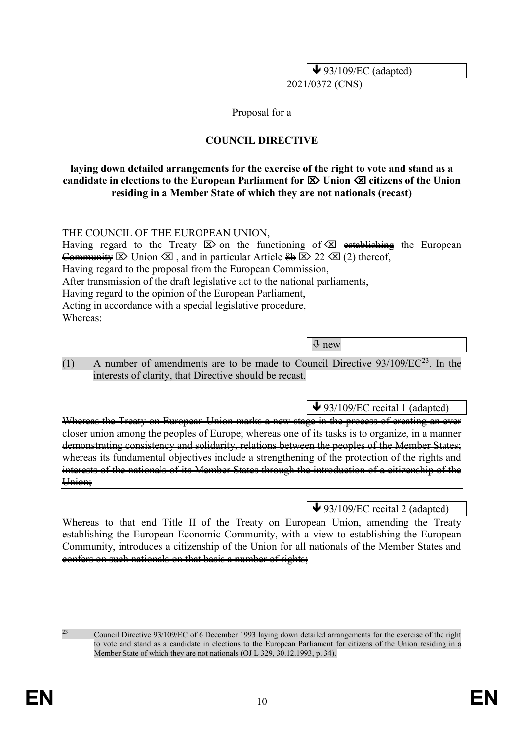↓ 93/109/EC (adapted)

2021/0372 (CNS)

Proposal for a

**COUNCIL DIRECTIVE**

**laying down detailed arrangements for the exercise of the right to vote and stand as a candidate in elections to the European Parliament for ⇒ Union ⇐ citizens ~~of the Union~~ residing in a Member State of which they are not nationals (recast)**

THE COUNCIL OF THE EUROPEAN UNION,

Having regard to the Treaty ⇒ on the functioning of ⇐ ~~establishing~~ the European ~~Community~~ ⇒ Union ⇐ , and in particular Article ~~8b~~ ⇒ 22 ⇐ (2) thereof,

Having regard to the proposal from the European Commission,

After transmission of the draft legislative act to the national parliaments,

Having regard to the opinion of the European Parliament,

Acting in accordance with a special legislative procedure,

Whereas:

⇩ new

(1) A number of amendments are to be made to Council Directive 93/109/EC[23]. In the interests of clarity, that Directive should be recast.

↓ 93/109/EC recital 1 (adapted)

~~Whereas the Treaty on European Union marks a new stage in the process of creating an ever closer union among the peoples of Europe; whereas one of its tasks is to organize, in a manner demonstrating consistency and solidarity, relations between the peoples of the Member States; whereas its fundamental objectives include a strengthening of the protection of the rights and interests of the nationals of its Member States through the introduction of a citizenship of the Union;~~

↓ 93/109/EC recital 2 (adapted)

~~Whereas to that end Title II of the Treaty on European Union, amending the Treaty establishing the European Economic Community, with a view to establishing the European Community, introduces a citizenship of the Union for all nationals of the Member States and confers on such nationals on that basis a number of rights;~~

[23] Council Directive 93/109/EC of 6 December 1993 laying down detailed arrangements for the exercise of the right to vote and stand as a candidate in elections to the European Parliament for citizens of the Union residing in a Member State of which they are not nationals (OJ L 329, 30.12.1993, p. 34).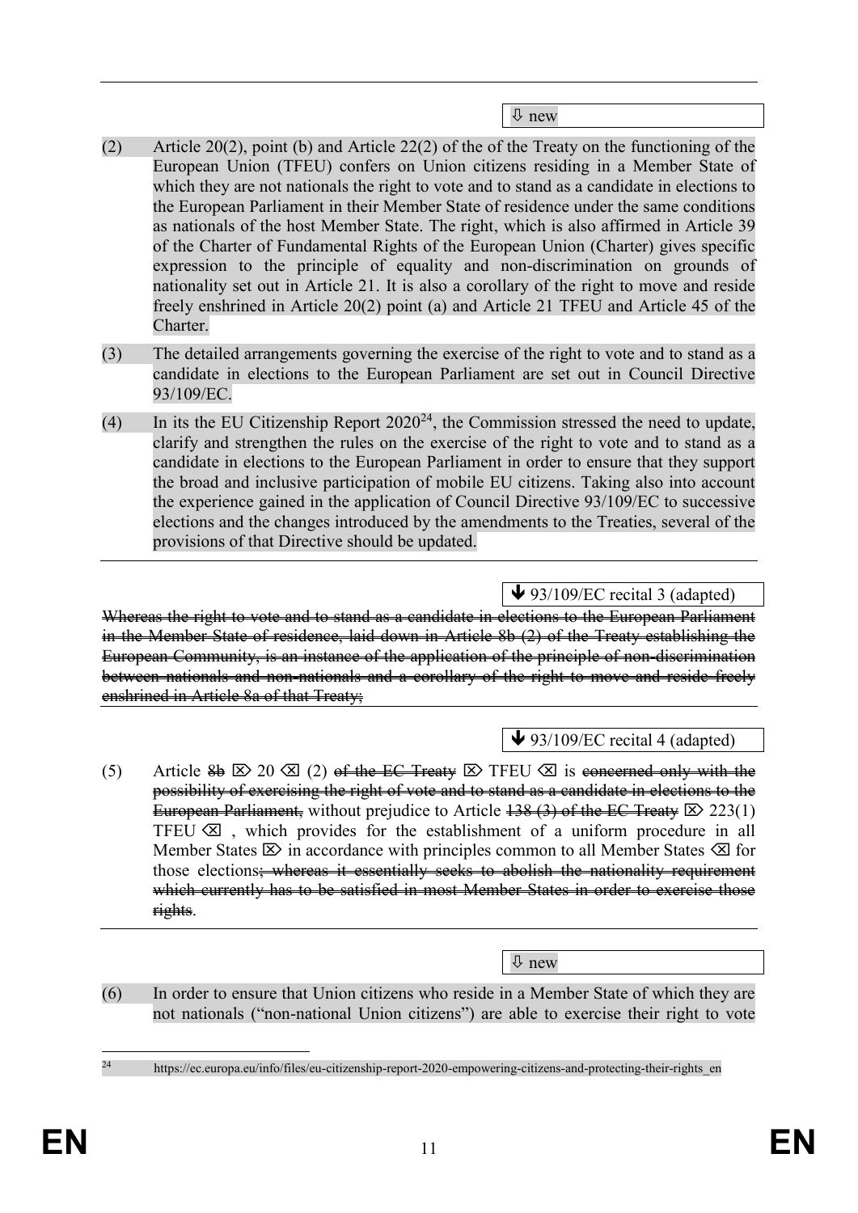⇩ new

(2) Article 20(2), point (b) and Article 22(2) of the of the Treaty on the functioning of the European Union (TFEU) confers on Union citizens residing in a Member State of which they are not nationals the right to vote and to stand as a candidate in elections to the European Parliament in their Member State of residence under the same conditions as nationals of the host Member State. The right, which is also affirmed in Article 39 of the Charter of Fundamental Rights of the European Union (Charter) gives specific expression to the principle of equality and non-discrimination on grounds of nationality set out in Article 21. It is also a corollary of the right to move and reside freely enshrined in Article 20(2) point (a) and Article 21 TFEU and Article 45 of the Charter.

(3) The detailed arrangements governing the exercise of the right to vote and to stand as a candidate in elections to the European Parliament are set out in Council Directive 93/109/EC.

(4) In its the EU Citizenship Report 2020[24], the Commission stressed the need to update, clarify and strengthen the rules on the exercise of the right to vote and to stand as a candidate in elections to the European Parliament in order to ensure that they support the broad and inclusive participation of mobile EU citizens. Taking also into account the experience gained in the application of Council Directive 93/109/EC to successive elections and the changes introduced by the amendments to the Treaties, several of the provisions of that Directive should be updated.

---

🡻 93/109/EC recital 3 (adapted)

~~Whereas the right to vote and to stand as a candidate in elections to the European Parliament in the Member State of residence, laid down in Article 8b (2) of the Treaty establishing the European Community, is an instance of the application of the principle of non-discrimination between nationals and non-nationals and a corollary of the right to move and reside freely enshrined in Article 8a of that Treaty;~~

---

🡻 93/109/EC recital 4 (adapted)

(5) Article ~~8b~~ ⌦ 20 ⌫ (2) ~~of the EC Treaty~~ ⌦ TFEU ⌫ is ~~concerned only with the possibility of exercising the right of vote and to stand as a candidate in elections to the European Parliament,~~ without prejudice to Article ~~138 (3) of the EC Treaty~~ ⌦ 223(1) TFEU ⌫ , which provides for the establishment of a uniform procedure in all Member States ⌦ in accordance with principles common to all Member States ⌫ for those elections~~; whereas it essentially seeks to abolish the nationality requirement which currently has to be satisfied in most Member States in order to exercise those rights~~.

---

⇩ new

(6) In order to ensure that Union citizens who reside in a Member State of which they are not nationals ("non-national Union citizens") are able to exercise their right to vote

---

[24] https://ec.europa.eu/info/files/eu-citizenship-report-2020-empowering-citizens-and-protecting-their-rights_en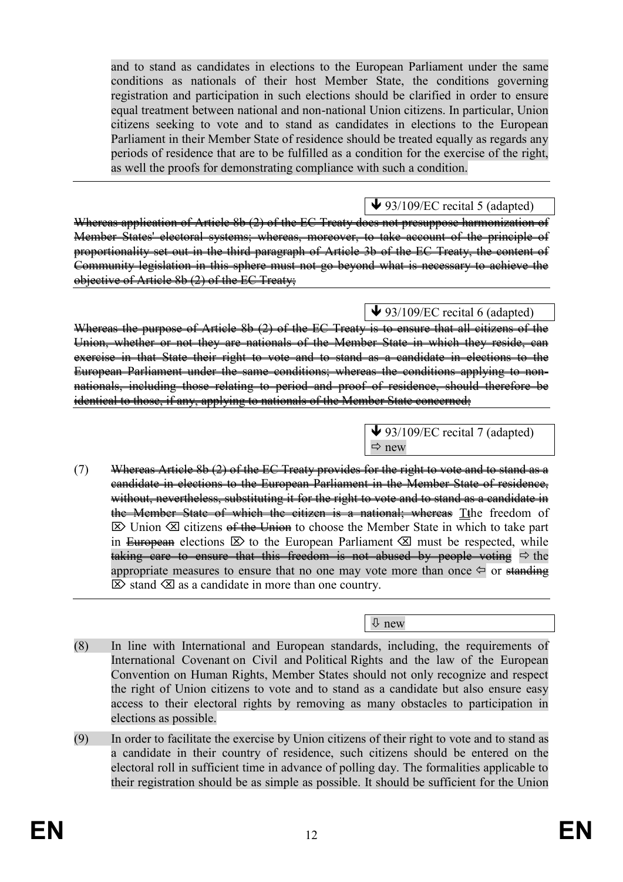and to stand as candidates in elections to the European Parliament under the same conditions as nationals of their host Member State, the conditions governing registration and participation in such elections should be clarified in order to ensure equal treatment between national and non-national Union citizens. In particular, Union citizens seeking to vote and to stand as candidates in elections to the European Parliament in their Member State of residence should be treated equally as regards any periods of residence that are to be fulfilled as a condition for the exercise of the right, as well the proofs for demonstrating compliance with such a condition.

---

↓ 93/109/EC recital 5 (adapted)

~~Whereas application of Article 8b (2) of the EC Treaty does not presuppose harmonization of Member States' electoral systems; whereas, moreover, to take account of the principle of proportionality set out in the third paragraph of Article 3b of the EC Treaty, the content of Community legislation in this sphere must not go beyond what is necessary to achieve the objective of Article 8b (2) of the EC Treaty;~~

---

↓ 93/109/EC recital 6 (adapted)

~~Whereas the purpose of Article 8b (2) of the EC Treaty is to ensure that all citizens of the Union, whether or not they are nationals of the Member State in which they reside, can exercise in that State their right to vote and to stand as a candidate in elections to the European Parliament under the same conditions; whereas the conditions applying to non-nationals, including those relating to period and proof of residence, should therefore be identical to those, if any, applying to nationals of the Member State concerned;~~

---

↓ 93/109/EC recital 7 (adapted)
⇨ new

(7) ~~Whereas Article 8b (2) of the EC Treaty provides for the right to vote and to stand as a candidate in elections to the European Parliament in the Member State of residence, without, nevertheless, substituting it for the right to vote and to stand as a candidate in the Member State of which the citizen is a national; whereas~~ T~~t~~he freedom of ⌦ Union ⌫ citizens ~~of the Union~~ to choose the Member State in which to take part in ~~European~~ elections ⌦ to the European Parliament ⌫ must be respected, while ~~taking care to ensure that this freedom is not abused by people voting~~ ⇨ the appropriate measures to ensure that no one may vote more than once ⇦ or ~~standing~~ ⌦ stand ⌫ as a candidate in more than one country.

---

⇩ new

(8) In line with International and European standards, including, the requirements of International Covenant on Civil and Political Rights and the law of the European Convention on Human Rights, Member States should not only recognize and respect the right of Union citizens to vote and to stand as a candidate but also ensure easy access to their electoral rights by removing as many obstacles to participation in elections as possible.

(9) In order to facilitate the exercise by Union citizens of their right to vote and to stand as a candidate in their country of residence, such citizens should be entered on the electoral roll in sufficient time in advance of polling day. The formalities applicable to their registration should be as simple as possible. It should be sufficient for the Union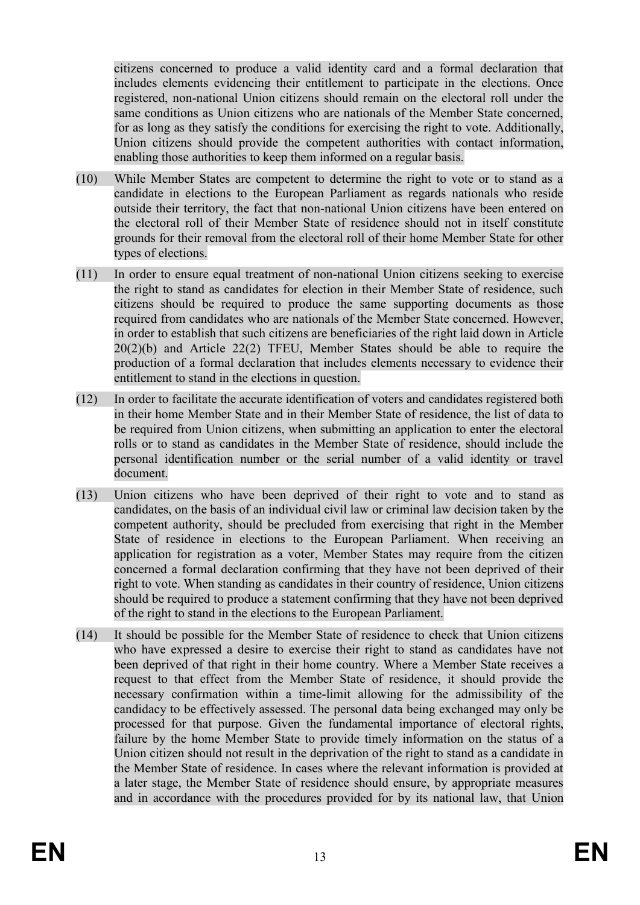citizens concerned to produce a valid identity card and a formal declaration that includes elements evidencing their entitlement to participate in the elections. Once registered, non-national Union citizens should remain on the electoral roll under the same conditions as Union citizens who are nationals of the Member State concerned, for as long as they satisfy the conditions for exercising the right to vote. Additionally, Union citizens should provide the competent authorities with contact information, enabling those authorities to keep them informed on a regular basis.

(10) While Member States are competent to determine the right to vote or to stand as a candidate in elections to the European Parliament as regards nationals who reside outside their territory, the fact that non-national Union citizens have been entered on the electoral roll of their Member State of residence should not in itself constitute grounds for their removal from the electoral roll of their home Member State for other types of elections.

(11) In order to ensure equal treatment of non-national Union citizens seeking to exercise the right to stand as candidates for election in their Member State of residence, such citizens should be required to produce the same supporting documents as those required from candidates who are nationals of the Member State concerned. However, in order to establish that such citizens are beneficiaries of the right laid down in Article 20(2)(b) and Article 22(2) TFEU, Member States should be able to require the production of a formal declaration that includes elements necessary to evidence their entitlement to stand in the elections in question.

(12) In order to facilitate the accurate identification of voters and candidates registered both in their home Member State and in their Member State of residence, the list of data to be required from Union citizens, when submitting an application to enter the electoral rolls or to stand as candidates in the Member State of residence, should include the personal identification number or the serial number of a valid identity or travel document.

(13) Union citizens who have been deprived of their right to vote and to stand as candidates, on the basis of an individual civil law or criminal law decision taken by the competent authority, should be precluded from exercising that right in the Member State of residence in elections to the European Parliament. When receiving an application for registration as a voter, Member States may require from the citizen concerned a formal declaration confirming that they have not been deprived of their right to vote. When standing as candidates in their country of residence, Union citizens should be required to produce a statement confirming that they have not been deprived of the right to stand in the elections to the European Parliament.

(14) It should be possible for the Member State of residence to check that Union citizens who have expressed a desire to exercise their right to stand as candidates have not been deprived of that right in their home country. Where a Member State receives a request to that effect from the Member State of residence, it should provide the necessary confirmation within a time-limit allowing for the admissibility of the candidacy to be effectively assessed. The personal data being exchanged may only be processed for that purpose. Given the fundamental importance of electoral rights, failure by the home Member State to provide timely information on the status of a Union citizen should not result in the deprivation of the right to stand as a candidate in the Member State of residence. In cases where the relevant information is provided at a later stage, the Member State of residence should ensure, by appropriate measures and in accordance with the procedures provided for by its national law, that Union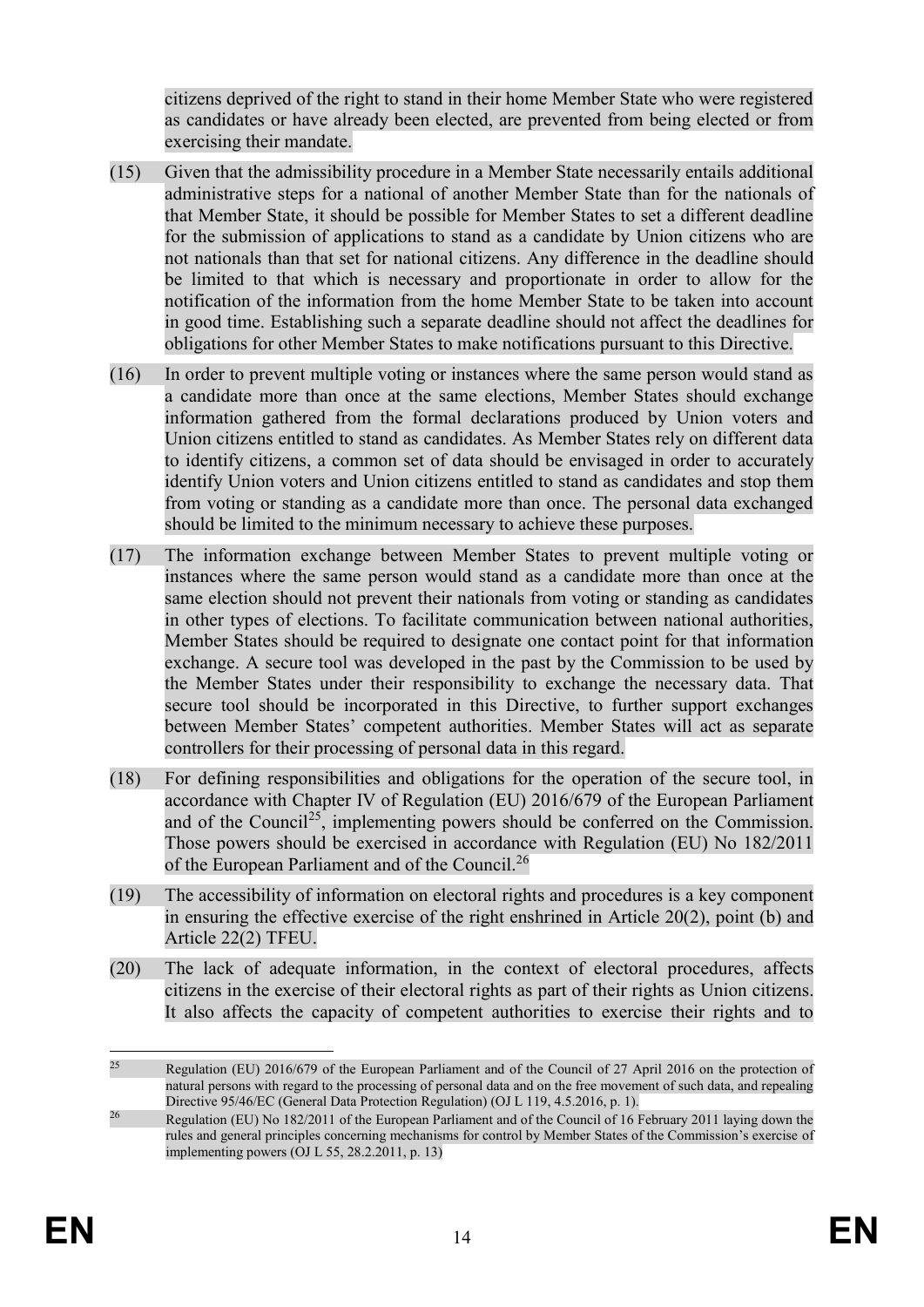citizens deprived of the right to stand in their home Member State who were registered as candidates or have already been elected, are prevented from being elected or from exercising their mandate.

(15) Given that the admissibility procedure in a Member State necessarily entails additional administrative steps for a national of another Member State than for the nationals of that Member State, it should be possible for Member States to set a different deadline for the submission of applications to stand as a candidate by Union citizens who are not nationals than that set for national citizens. Any difference in the deadline should be limited to that which is necessary and proportionate in order to allow for the notification of the information from the home Member State to be taken into account in good time. Establishing such a separate deadline should not affect the deadlines for obligations for other Member States to make notifications pursuant to this Directive.

(16) In order to prevent multiple voting or instances where the same person would stand as a candidate more than once at the same elections, Member States should exchange information gathered from the formal declarations produced by Union voters and Union citizens entitled to stand as candidates. As Member States rely on different data to identify citizens, a common set of data should be envisaged in order to accurately identify Union voters and Union citizens entitled to stand as candidates and stop them from voting or standing as a candidate more than once. The personal data exchanged should be limited to the minimum necessary to achieve these purposes.

(17) The information exchange between Member States to prevent multiple voting or instances where the same person would stand as a candidate more than once at the same election should not prevent their nationals from voting or standing as candidates in other types of elections. To facilitate communication between national authorities, Member States should be required to designate one contact point for that information exchange. A secure tool was developed in the past by the Commission to be used by the Member States under their responsibility to exchange the necessary data. That secure tool should be incorporated in this Directive, to further support exchanges between Member States' competent authorities. Member States will act as separate controllers for their processing of personal data in this regard.

(18) For defining responsibilities and obligations for the operation of the secure tool, in accordance with Chapter IV of Regulation (EU) 2016/679 of the European Parliament and of the Council[25], implementing powers should be conferred on the Commission. Those powers should be exercised in accordance with Regulation (EU) No 182/2011 of the European Parliament and of the Council.[26]

(19) The accessibility of information on electoral rights and procedures is a key component in ensuring the effective exercise of the right enshrined in Article 20(2), point (b) and Article 22(2) TFEU.

(20) The lack of adequate information, in the context of electoral procedures, affects citizens in the exercise of their electoral rights as part of their rights as Union citizens. It also affects the capacity of competent authorities to exercise their rights and to

---

[25] Regulation (EU) 2016/679 of the European Parliament and of the Council of 27 April 2016 on the protection of natural persons with regard to the processing of personal data and on the free movement of such data, and repealing Directive 95/46/EC (General Data Protection Regulation) (OJ L 119, 4.5.2016, p. 1).

[26] Regulation (EU) No 182/2011 of the European Parliament and of the Council of 16 February 2011 laying down the rules and general principles concerning mechanisms for control by Member States of the Commission's exercise of implementing powers (OJ L 55, 28.2.2011, p. 13)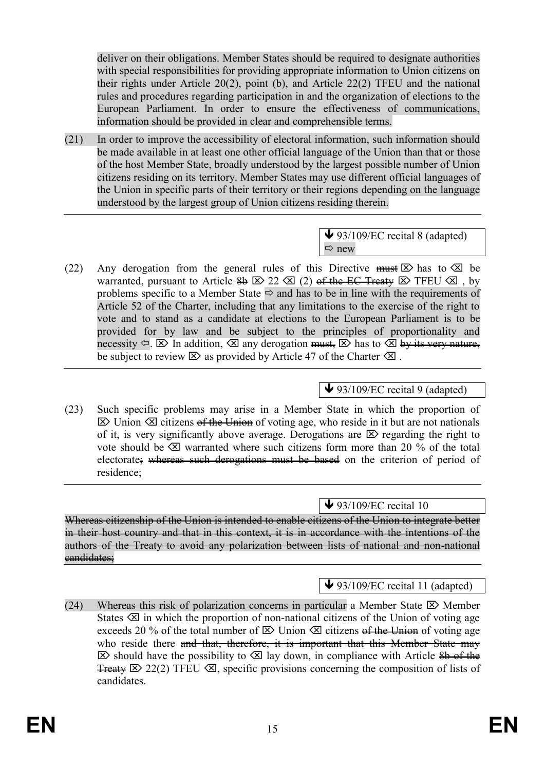deliver on their obligations. Member States should be required to designate authorities with special responsibilities for providing appropriate information to Union citizens on their rights under Article 20(2), point (b), and Article 22(2) TFEU and the national rules and procedures regarding participation in and the organization of elections to the European Parliament. In order to ensure the effectiveness of communications, information should be provided in clear and comprehensible terms.

(21) In order to improve the accessibility of electoral information, such information should be made available in at least one other official language of the Union than that or those of the host Member State, broadly understood by the largest possible number of Union citizens residing on its territory. Member States may use different official languages of the Union in specific parts of their territory or their regions depending on the language understood by the largest group of Union citizens residing therein.

---

↓ 93/109/EC recital 8 (adapted)
⇨ new

(22) Any derogation from the general rules of this Directive ~~must~~ ⌦ has to ⌫ be warranted, pursuant to Article ~~8b~~ ⌦ 22 ⌫ (2) ~~of the EC Treaty~~ ⌦ TFEU ⌫ , by problems specific to a Member State ⇨ and has to be in line with the requirements of Article 52 of the Charter, including that any limitations to the exercise of the right to vote and to stand as a candidate at elections to the European Parliament is to be provided for by law and be subject to the principles of proportionality and necessity ⇦. ⌦ In addition, ⌫ any derogation ~~must,~~ ⌦ has to ⌫ ~~by its very nature,~~ be subject to review ⌦ as provided by Article 47 of the Charter ⌫ .

---

↓ 93/109/EC recital 9 (adapted)

(23) Such specific problems may arise in a Member State in which the proportion of ⌦ Union ⌫ citizens ~~of the Union~~ of voting age, who reside in it but are not nationals of it, is very significantly above average. Derogations ~~are~~ ⌦ regarding the right to vote should be ⌫ warranted where such citizens form more than 20 % of the total electorate~~; whereas such derogations must be based~~ on the criterion of period of residence;

---

↓ 93/109/EC recital 10

~~Whereas citizenship of the Union is intended to enable citizens of the Union to integrate better in their host country and that in this context, it is in accordance with the intentions of the authors of the Treaty to avoid any polarization between lists of national and non-national candidates;~~

---

↓ 93/109/EC recital 11 (adapted)

(24) ~~Whereas this risk of polarization concerns in particular~~ ~~a Member State~~ ⌦ Member States ⌫ in which the proportion of non-national citizens of the Union of voting age exceeds 20 % of the total number of ⌦ Union ⌫ citizens ~~of the Union~~ of voting age who reside there ~~and that, therefore, it is important that this Member State may~~ ⌦ should have the possibility to ⌫ lay down, in compliance with Article ~~8b of the Treaty~~ ⌦ 22(2) TFEU ⌫, specific provisions concerning the composition of lists of candidates.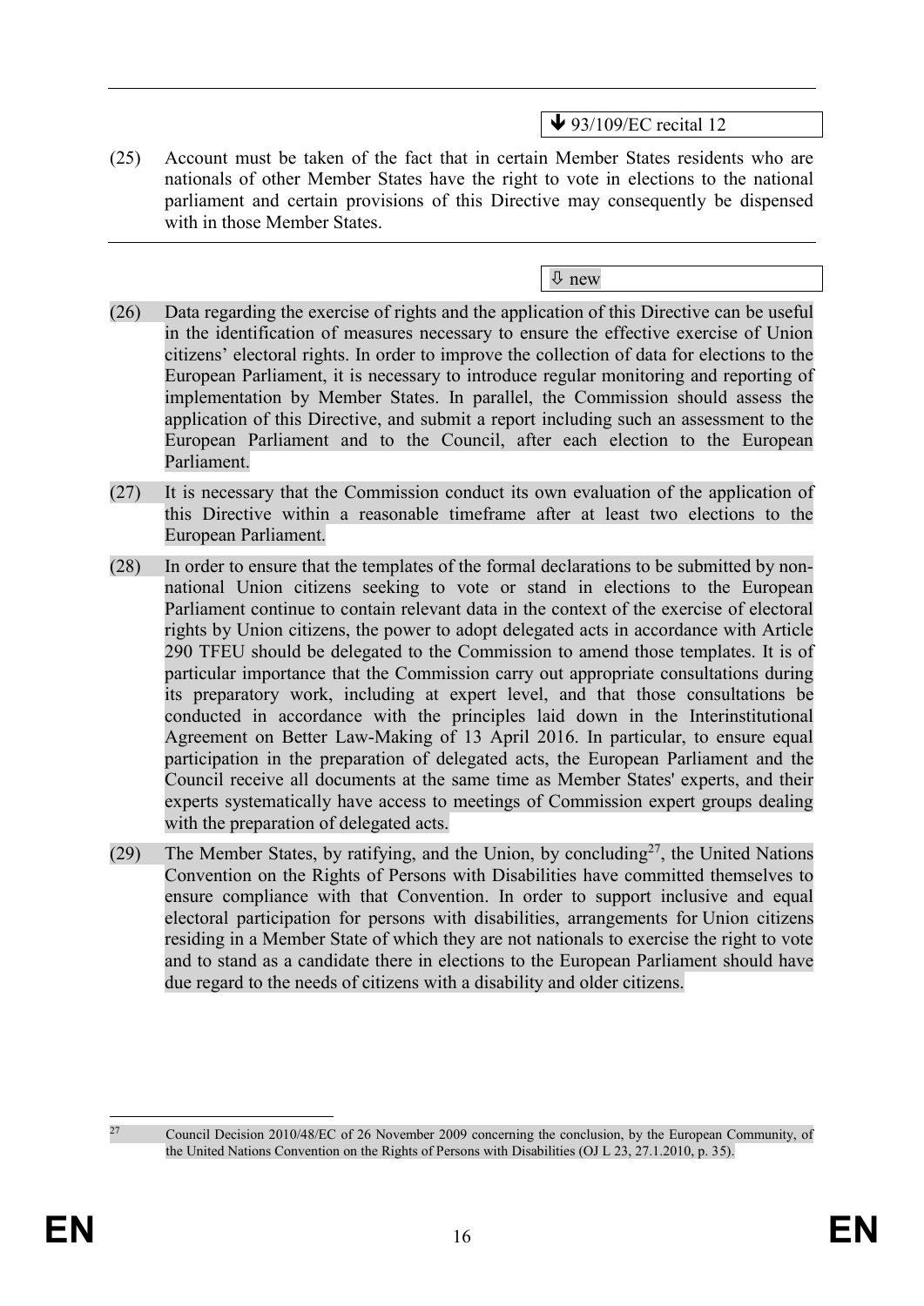---

↓ 93/109/EC recital 12

(25) Account must be taken of the fact that in certain Member States residents who are nationals of other Member States have the right to vote in elections to the national parliament and certain provisions of this Directive may consequently be dispensed with in those Member States.

---

⇩ new

(26) Data regarding the exercise of rights and the application of this Directive can be useful in the identification of measures necessary to ensure the effective exercise of Union citizens' electoral rights. In order to improve the collection of data for elections to the European Parliament, it is necessary to introduce regular monitoring and reporting of implementation by Member States. In parallel, the Commission should assess the application of this Directive, and submit a report including such an assessment to the European Parliament and to the Council, after each election to the European Parliament.

(27) It is necessary that the Commission conduct its own evaluation of the application of this Directive within a reasonable timeframe after at least two elections to the European Parliament.

(28) In order to ensure that the templates of the formal declarations to be submitted by non-national Union citizens seeking to vote or stand in elections to the European Parliament continue to contain relevant data in the context of the exercise of electoral rights by Union citizens, the power to adopt delegated acts in accordance with Article 290 TFEU should be delegated to the Commission to amend those templates. It is of particular importance that the Commission carry out appropriate consultations during its preparatory work, including at expert level, and that those consultations be conducted in accordance with the principles laid down in the Interinstitutional Agreement on Better Law-Making of 13 April 2016. In particular, to ensure equal participation in the preparation of delegated acts, the European Parliament and the Council receive all documents at the same time as Member States' experts, and their experts systematically have access to meetings of Commission expert groups dealing with the preparation of delegated acts.

(29) The Member States, by ratifying, and the Union, by concluding[27], the United Nations Convention on the Rights of Persons with Disabilities have committed themselves to ensure compliance with that Convention. In order to support inclusive and equal electoral participation for persons with disabilities, arrangements for Union citizens residing in a Member State of which they are not nationals to exercise the right to vote and to stand as a candidate there in elections to the European Parliament should have due regard to the needs of citizens with a disability and older citizens.

---

[27] Council Decision 2010/48/EC of 26 November 2009 concerning the conclusion, by the European Community, of the United Nations Convention on the Rights of Persons with Disabilities (OJ L 23, 27.1.2010, p. 35).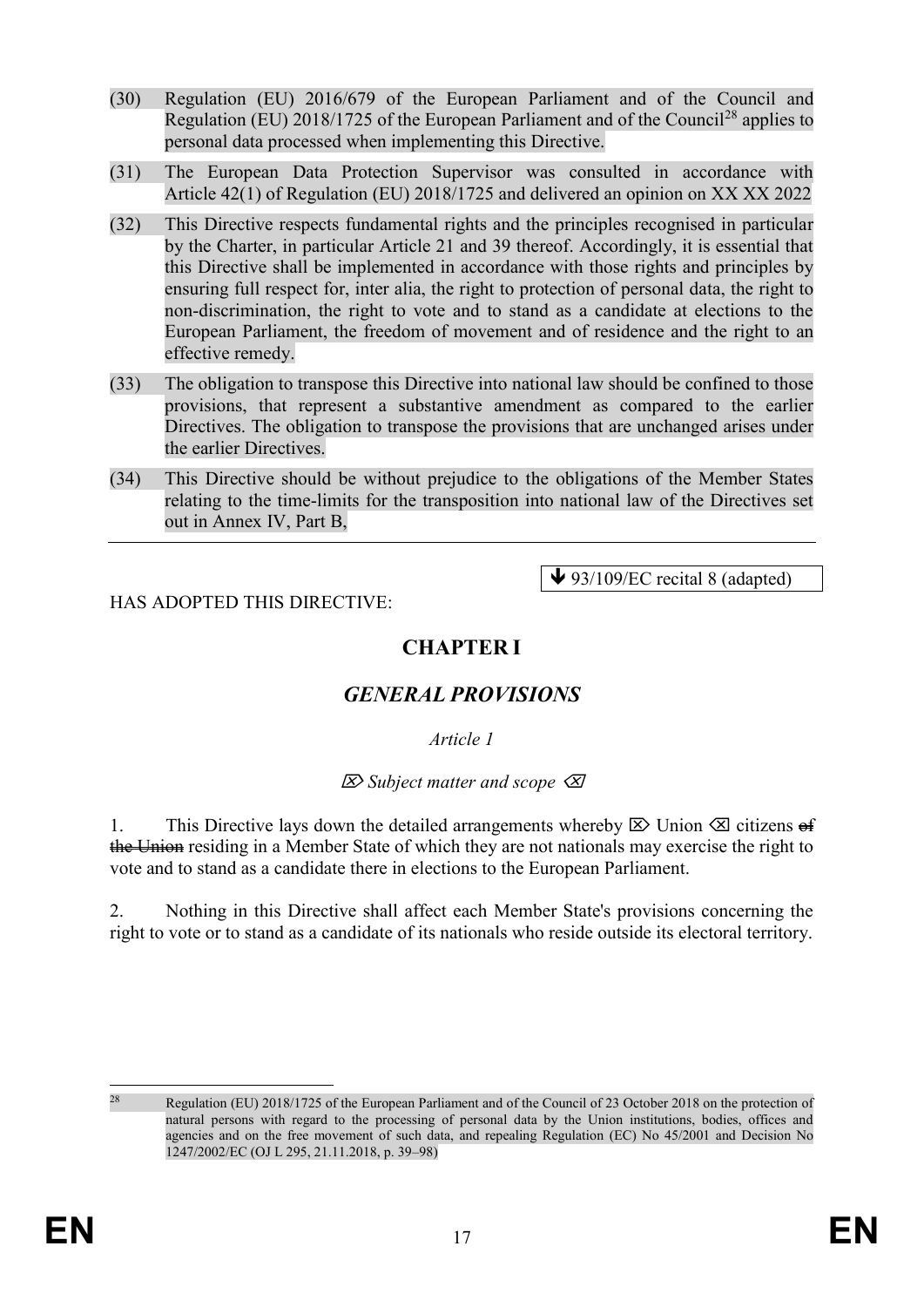(30) Regulation (EU) 2016/679 of the European Parliament and of the Council and Regulation (EU) 2018/1725 of the European Parliament and of the Council[28] applies to personal data processed when implementing this Directive.

(31) The European Data Protection Supervisor was consulted in accordance with Article 42(1) of Regulation (EU) 2018/1725 and delivered an opinion on XX XX 2022

(32) This Directive respects fundamental rights and the principles recognised in particular by the Charter, in particular Article 21 and 39 thereof. Accordingly, it is essential that this Directive shall be implemented in accordance with those rights and principles by ensuring full respect for, inter alia, the right to protection of personal data, the right to non-discrimination, the right to vote and to stand as a candidate at elections to the European Parliament, the freedom of movement and of residence and the right to an effective remedy.

(33) The obligation to transpose this Directive into national law should be confined to those provisions, that represent a substantive amendment as compared to the earlier Directives. The obligation to transpose the provisions that are unchanged arises under the earlier Directives.

(34) This Directive should be without prejudice to the obligations of the Member States relating to the time-limits for the transposition into national law of the Directives set out in Annex IV, Part B,

---

↓ 93/109/EC recital 8 (adapted)

HAS ADOPTED THIS DIRECTIVE:

## CHAPTER I

## *GENERAL PROVISIONS*

*Article 1*

⌦ *Subject matter and scope* ⌫

1. This Directive lays down the detailed arrangements whereby ⌦ Union ⌫ citizens ~~of the Union~~ residing in a Member State of which they are not nationals may exercise the right to vote and to stand as a candidate there in elections to the European Parliament.

2. Nothing in this Directive shall affect each Member State's provisions concerning the right to vote or to stand as a candidate of its nationals who reside outside its electoral territory.

---

[28] Regulation (EU) 2018/1725 of the European Parliament and of the Council of 23 October 2018 on the protection of natural persons with regard to the processing of personal data by the Union institutions, bodies, offices and agencies and on the free movement of such data, and repealing Regulation (EC) No 45/2001 and Decision No 1247/2002/EC (OJ L 295, 21.11.2018, p. 39–98)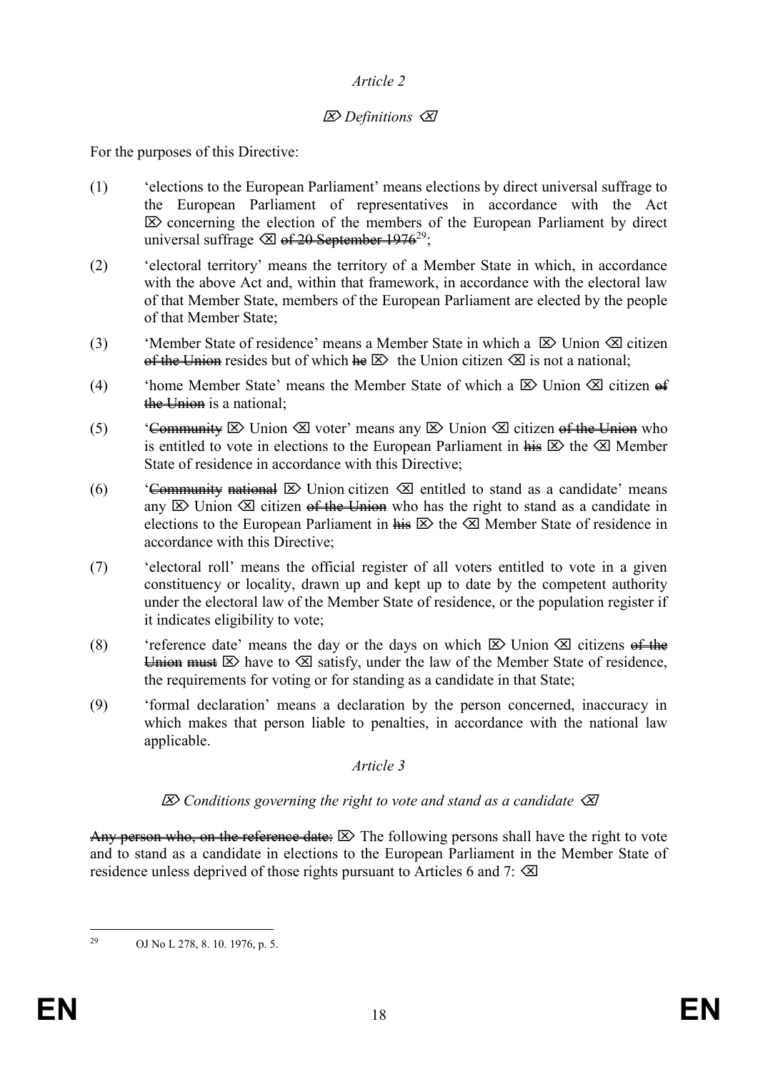*Article 2*

*⌦ Definitions ⌫*

For the purposes of this Directive:

(1) 'elections to the European Parliament' means elections by direct universal suffrage to the European Parliament of representatives in accordance with the Act ⌦ concerning the election of the members of the European Parliament by direct universal suffrage ⌫ ~~of 20 September 1976~~[29];

(2) 'electoral territory' means the territory of a Member State in which, in accordance with the above Act and, within that framework, in accordance with the electoral law of that Member State, members of the European Parliament are elected by the people of that Member State;

(3) 'Member State of residence' means a Member State in which a ⌦ Union ⌫ citizen ~~of the Union~~ resides but of which ~~he~~ ⌦ the Union citizen ⌫ is not a national;

(4) 'home Member State' means the Member State of which a ⌦ Union ⌫ citizen ~~of the Union~~ is a national;

(5) '~~Community~~ ⌦ Union ⌫ voter' means any ⌦ Union ⌫ citizen ~~of the Union~~ who is entitled to vote in elections to the European Parliament in ~~his~~ ⌦ the ⌫ Member State of residence in accordance with this Directive;

(6) '~~Community national~~ ⌦ Union citizen ⌫ entitled to stand as a candidate' means any ⌦ Union ⌫ citizen ~~of the Union~~ who has the right to stand as a candidate in elections to the European Parliament in ~~his~~ ⌦ the ⌫ Member State of residence in accordance with this Directive;

(7) 'electoral roll' means the official register of all voters entitled to vote in a given constituency or locality, drawn up and kept up to date by the competent authority under the electoral law of the Member State of residence, or the population register if it indicates eligibility to vote;

(8) 'reference date' means the day or the days on which ⌦ Union ⌫ citizens ~~of the Union must~~ ⌦ have to ⌫ satisfy, under the law of the Member State of residence, the requirements for voting or for standing as a candidate in that State;

(9) 'formal declaration' means a declaration by the person concerned, inaccuracy in which makes that person liable to penalties, in accordance with the national law applicable.

*Article 3*

*⌦ Conditions governing the right to vote and stand as a candidate ⌫*

~~Any person who, on the reference date:~~ ⌦ The following persons shall have the right to vote and to stand as a candidate in elections to the European Parliament in the Member State of residence unless deprived of those rights pursuant to Articles 6 and 7: ⌫

---

[29] OJ No L 278, 8. 10. 1976, p. 5.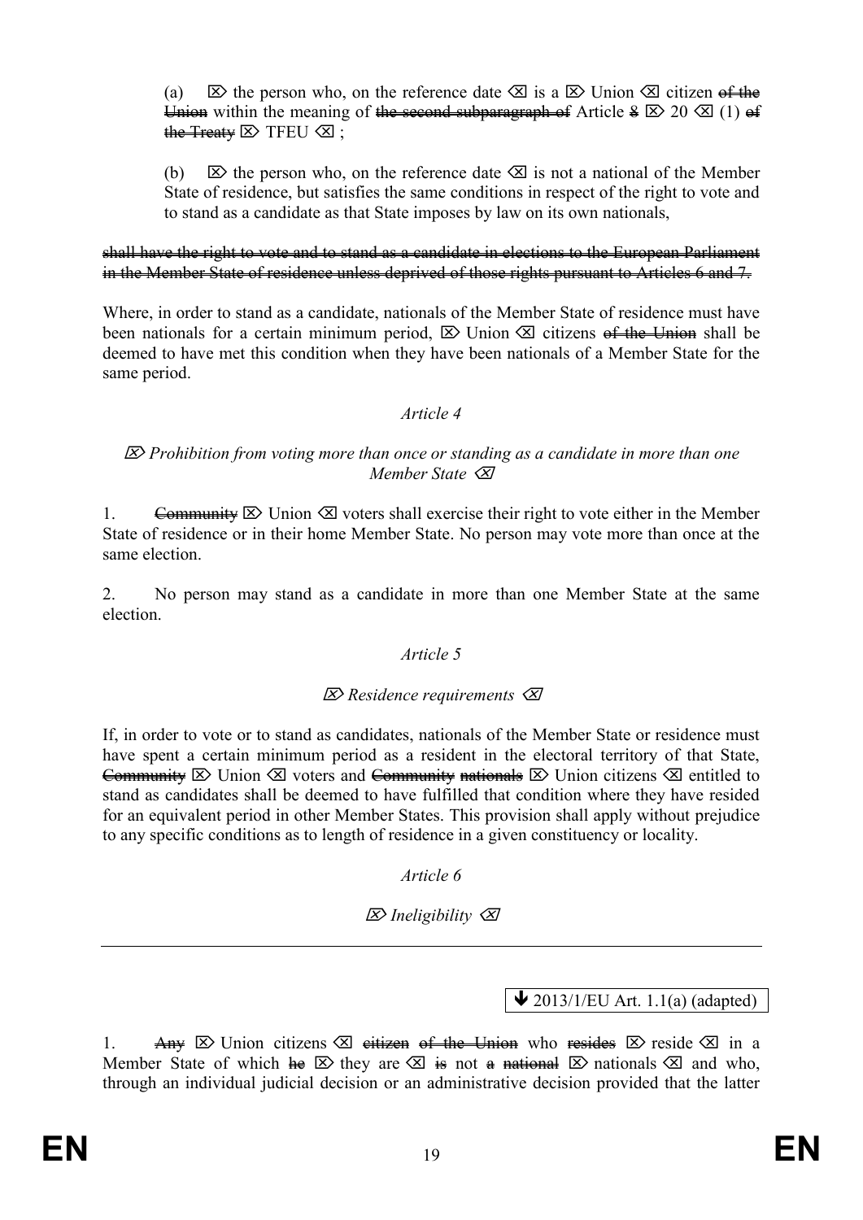(a) ⌦ the person who, on the reference date ⌫ is a ⌦ Union ⌫ citizen ~~of the Union~~ within the meaning of ~~the second subparagraph of~~ Article ~~8~~ ⌦ 20 ⌫ (1) ~~of the Treaty~~ ⌦ TFEU ⌫ ;

(b) ⌦ the person who, on the reference date ⌫ is not a national of the Member State of residence, but satisfies the same conditions in respect of the right to vote and to stand as a candidate as that State imposes by law on its own nationals,

~~shall have the right to vote and to stand as a candidate in elections to the European Parliament in the Member State of residence unless deprived of those rights pursuant to Articles 6 and 7.~~

Where, in order to stand as a candidate, nationals of the Member State of residence must have been nationals for a certain minimum period, ⌦ Union ⌫ citizens ~~of the Union~~ shall be deemed to have met this condition when they have been nationals of a Member State for the same period.

*Article 4*

*⌦ Prohibition from voting more than once or standing as a candidate in more than one Member State ⌫*

1. ~~Community~~ ⌦ Union ⌫ voters shall exercise their right to vote either in the Member State of residence or in their home Member State. No person may vote more than once at the same election.

2. No person may stand as a candidate in more than one Member State at the same election.

*Article 5*

*⌦ Residence requirements ⌫*

If, in order to vote or to stand as candidates, nationals of the Member State or residence must have spent a certain minimum period as a resident in the electoral territory of that State, ~~Community~~ ⌦ Union ⌫ voters and ~~Community nationals~~ ⌦ Union citizens ⌫ entitled to stand as candidates shall be deemed to have fulfilled that condition where they have resided for an equivalent period in other Member States. This provision shall apply without prejudice to any specific conditions as to length of residence in a given constituency or locality.

*Article 6*

*⌦ Ineligibility ⌫*

---

↓ 2013/1/EU Art. 1.1(a) (adapted)

1. ~~Any~~ ⌦ Union citizens ⌫ ~~citizen of the Union~~ who ~~resides~~ ⌦ reside ⌫ in a Member State of which ~~he~~ ⌦ they are ⌫ ~~is~~ not ~~a national~~ ⌦ nationals ⌫ and who, through an individual judicial decision or an administrative decision provided that the latter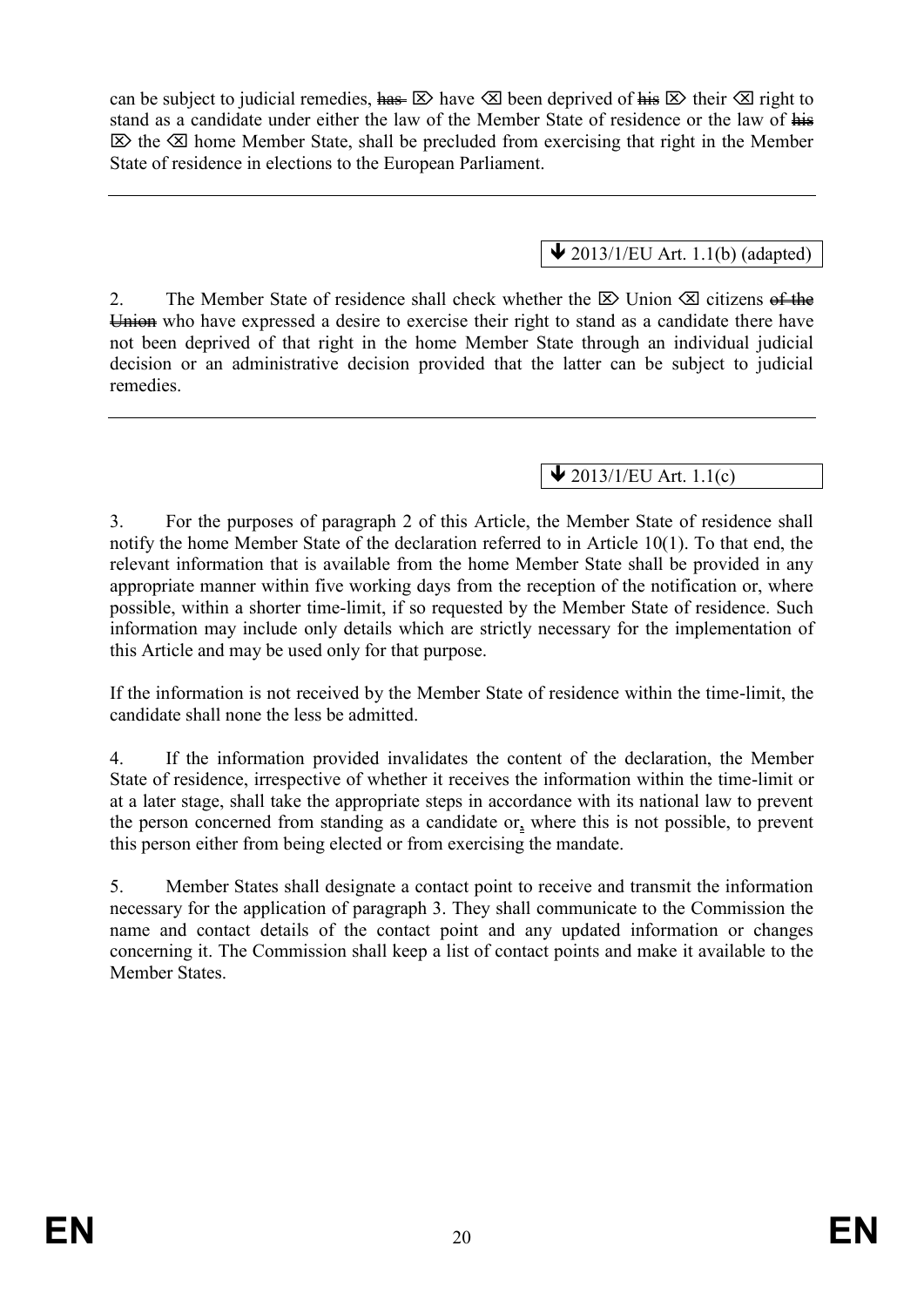can be subject to judicial remedies, ~~has~~ ⌦ have ⌫ been deprived of ~~his~~ ⌦ their ⌫ right to stand as a candidate under either the law of the Member State of residence or the law of ~~his~~ ⌦ the ⌫ home Member State, shall be precluded from exercising that right in the Member State of residence in elections to the European Parliament.

---

🡻 2013/1/EU Art. 1.1(b) (adapted)

2. The Member State of residence shall check whether the ⌦ Union ⌫ citizens ~~of the Union~~ who have expressed a desire to exercise their right to stand as a candidate there have not been deprived of that right in the home Member State through an individual judicial decision or an administrative decision provided that the latter can be subject to judicial remedies.

---

🡻 2013/1/EU Art. 1.1(c)

3. For the purposes of paragraph 2 of this Article, the Member State of residence shall notify the home Member State of the declaration referred to in Article 10(1). To that end, the relevant information that is available from the home Member State shall be provided in any appropriate manner within five working days from the reception of the notification or, where possible, within a shorter time-limit, if so requested by the Member State of residence. Such information may include only details which are strictly necessary for the implementation of this Article and may be used only for that purpose.

If the information is not received by the Member State of residence within the time-limit, the candidate shall none the less be admitted.

4. If the information provided invalidates the content of the declaration, the Member State of residence, irrespective of whether it receives the information within the time-limit or at a later stage, shall take the appropriate steps in accordance with its national law to prevent the person concerned from standing as a candidate or, where this is not possible, to prevent this person either from being elected or from exercising the mandate.

5. Member States shall designate a contact point to receive and transmit the information necessary for the application of paragraph 3. They shall communicate to the Commission the name and contact details of the contact point and any updated information or changes concerning it. The Commission shall keep a list of contact points and make it available to the Member States.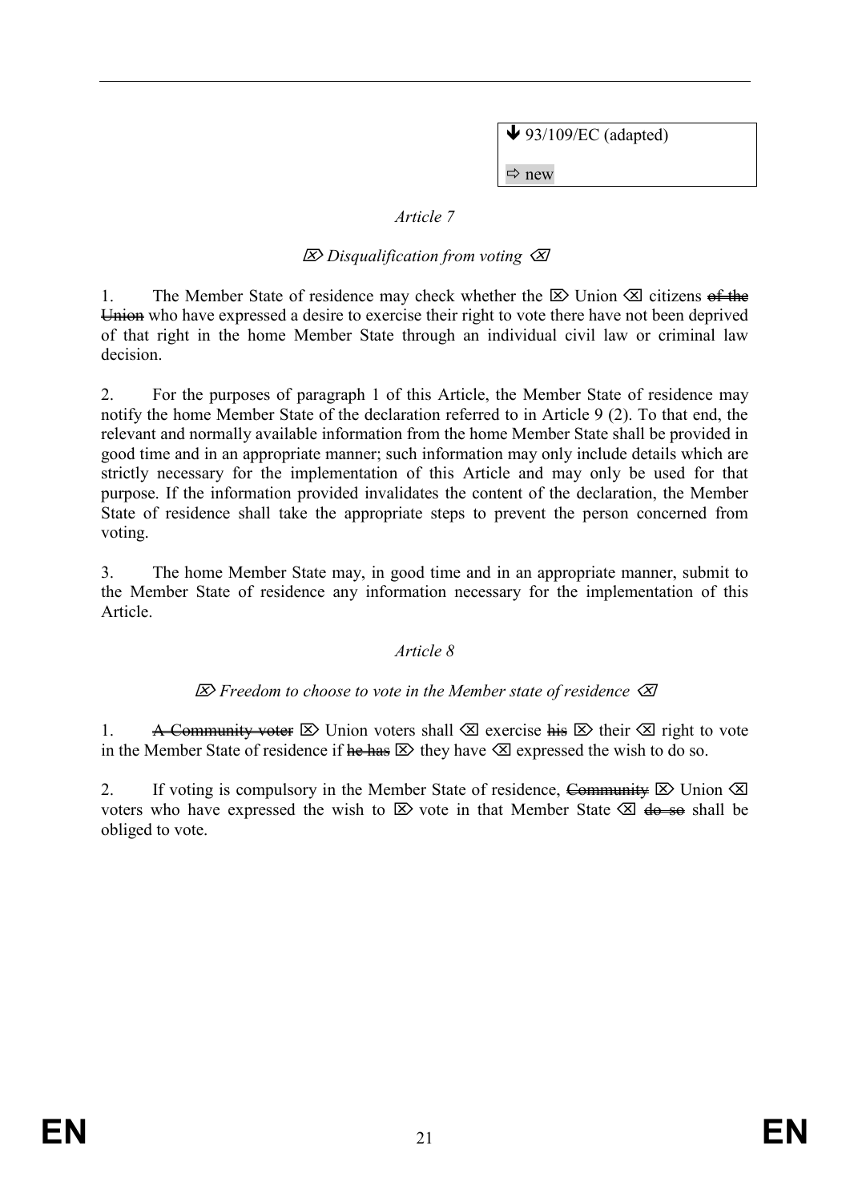↓ 93/109/EC (adapted)

⇨ new

*Article 7*

*⌦ Disqualification from voting ⌫*

1. The Member State of residence may check whether the ⌦ Union ⌫ citizens ~~of the Union~~ who have expressed a desire to exercise their right to vote there have not been deprived of that right in the home Member State through an individual civil law or criminal law decision.

2. For the purposes of paragraph 1 of this Article, the Member State of residence may notify the home Member State of the declaration referred to in Article 9 (2). To that end, the relevant and normally available information from the home Member State shall be provided in good time and in an appropriate manner; such information may only include details which are strictly necessary for the implementation of this Article and may only be used for that purpose. If the information provided invalidates the content of the declaration, the Member State of residence shall take the appropriate steps to prevent the person concerned from voting.

3. The home Member State may, in good time and in an appropriate manner, submit to the Member State of residence any information necessary for the implementation of this Article.

*Article 8*

*⌦ Freedom to choose to vote in the Member state of residence ⌫*

1. ~~A Community voter~~ ⌦ Union voters shall ⌫ exercise ~~his~~ ⌦ their ⌫ right to vote in the Member State of residence if ~~he has~~ ⌦ they have ⌫ expressed the wish to do so.

2. If voting is compulsory in the Member State of residence, ~~Community~~ ⌦ Union ⌫ voters who have expressed the wish to ⌦ vote in that Member State ⌫ ~~do so~~ shall be obliged to vote.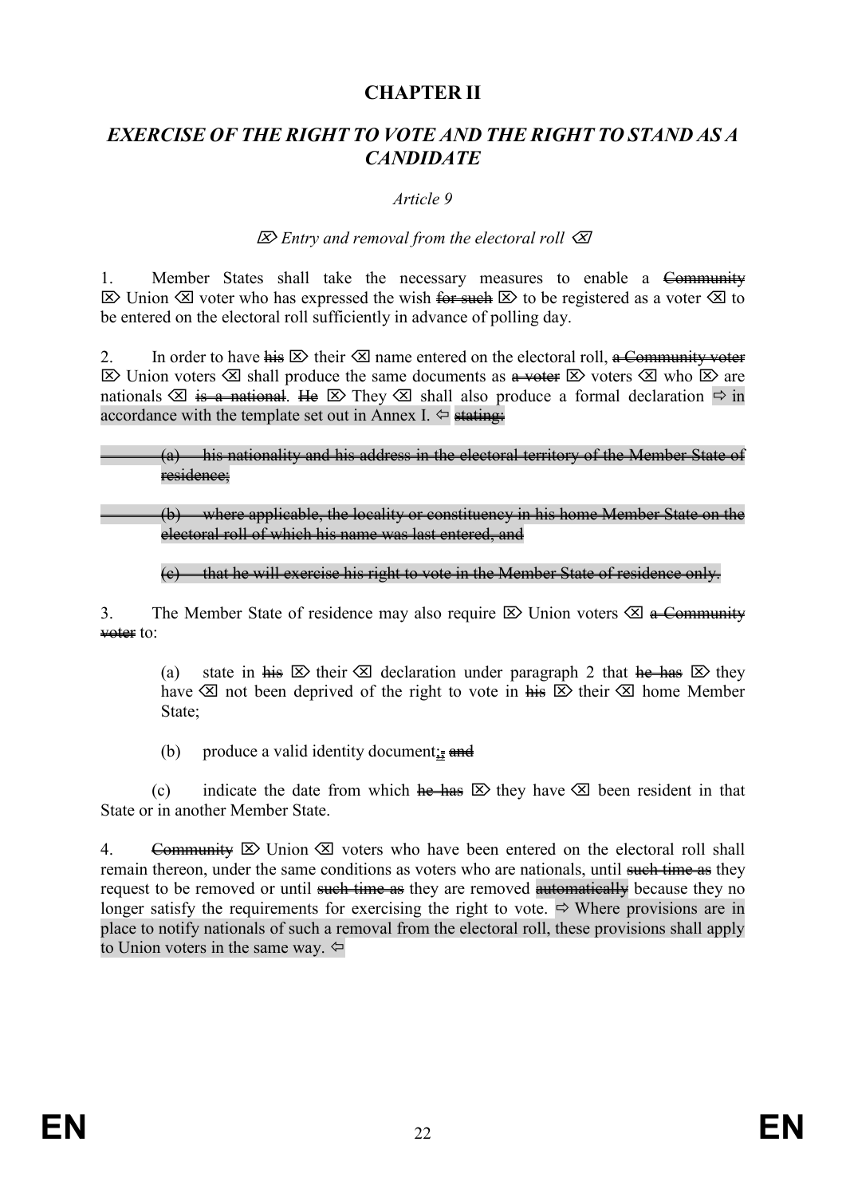# CHAPTER II

## *EXERCISE OF THE RIGHT TO VOTE AND THE RIGHT TO STAND AS A CANDIDATE*

*Article 9*

*⌦ Entry and removal from the electoral roll ⌫*

1. Member States shall take the necessary measures to enable a ~~Community~~ ⌦ Union ⌫ voter who has expressed the wish ~~for such~~ ⌦ to be registered as a voter ⌫ to be entered on the electoral roll sufficiently in advance of polling day.

2. In order to have ~~his~~ ⌦ their ⌫ name entered on the electoral roll, ~~a Community voter~~ ⌦ Union voters ⌫ shall produce the same documents as ~~a voter~~ ⌦ voters ⌫ who ⌦ are nationals ⌫ ~~is a national~~. ~~He~~ ⌦ They ⌫ shall also produce a formal declaration ⇨ in accordance with the template set out in Annex I. ⇦ ~~stating:~~

~~(a) his nationality and his address in the electoral territory of the Member State of residence;~~

~~(b) where applicable, the locality or constituency in his home Member State on the electoral roll of which his name was last entered, and~~

~~(c) that he will exercise his right to vote in the Member State of residence only.~~

3. The Member State of residence may also require ⌦ Union voters ⌫ ~~a Community voter~~ to:

(a) state in ~~his~~ ⌦ their ⌫ declaration under paragraph 2 that ~~he has~~ ⌦ they have ⌫ not been deprived of the right to vote in ~~his~~ ⌦ their ⌫ home Member State;

(b) produce a valid identity document;~~, and~~

(c) indicate the date from which ~~he has~~ ⌦ they have ⌫ been resident in that State or in another Member State.

4. ~~Community~~ ⌦ Union ⌫ voters who have been entered on the electoral roll shall remain thereon, under the same conditions as voters who are nationals, until ~~such time as~~ they request to be removed or until ~~such time as~~ they are removed ~~automatically~~ because they no longer satisfy the requirements for exercising the right to vote. ⇨ Where provisions are in place to notify nationals of such a removal from the electoral roll, these provisions shall apply to Union voters in the same way. ⇦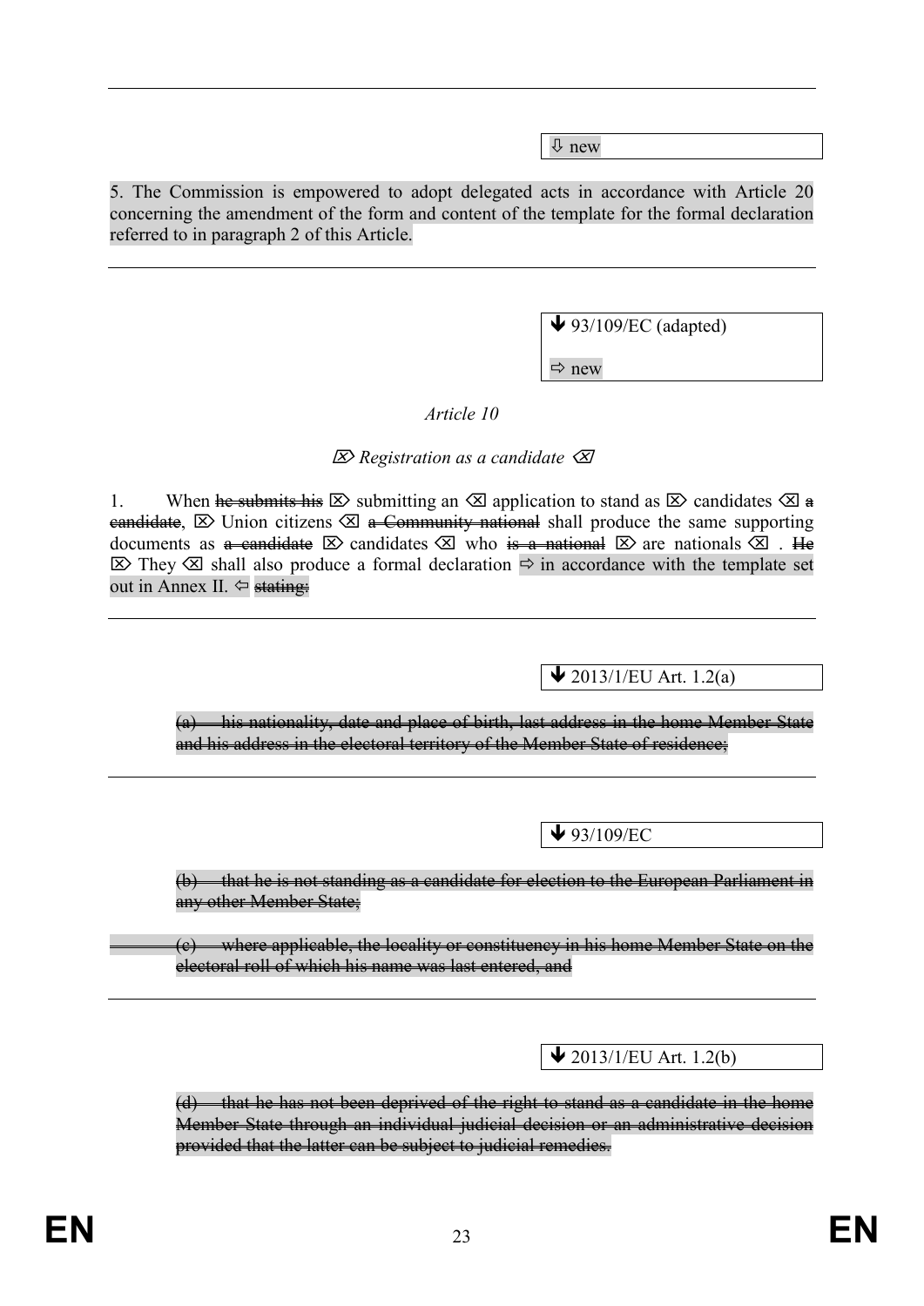⇩ new

5. The Commission is empowered to adopt delegated acts in accordance with Article 20 concerning the amendment of the form and content of the template for the formal declaration referred to in paragraph 2 of this Article.

---

↓ 93/109/EC (adapted)

⇨ new

*Article 10*

⌦ *Registration as a candidate* ⌫

1. When ~~he submits his~~ ⌦ submitting an ⌫ application to stand as ⌦ candidates ⌫ ~~a candidate~~, ⌦ Union citizens ⌫ ~~a Community national~~ shall produce the same supporting documents as ~~a candidate~~ ⌦ candidates ⌫ who ~~is a national~~ ⌦ are nationals ⌫ . ~~He~~ ⌦ They ⌫ shall also produce a formal declaration ⇨ in accordance with the template set out in Annex II. ⇦ ~~stating:~~

---

↓ 2013/1/EU Art. 1.2(a)

~~(a) his nationality, date and place of birth, last address in the home Member State and his address in the electoral territory of the Member State of residence;~~

---

↓ 93/109/EC

~~(b) that he is not standing as a candidate for election to the European Parliament in any other Member State;~~

~~(c) where applicable, the locality or constituency in his home Member State on the electoral roll of which his name was last entered, and~~

---

↓ 2013/1/EU Art. 1.2(b)

~~(d) that he has not been deprived of the right to stand as a candidate in the home Member State through an individual judicial decision or an administrative decision provided that the latter can be subject to judicial remedies.~~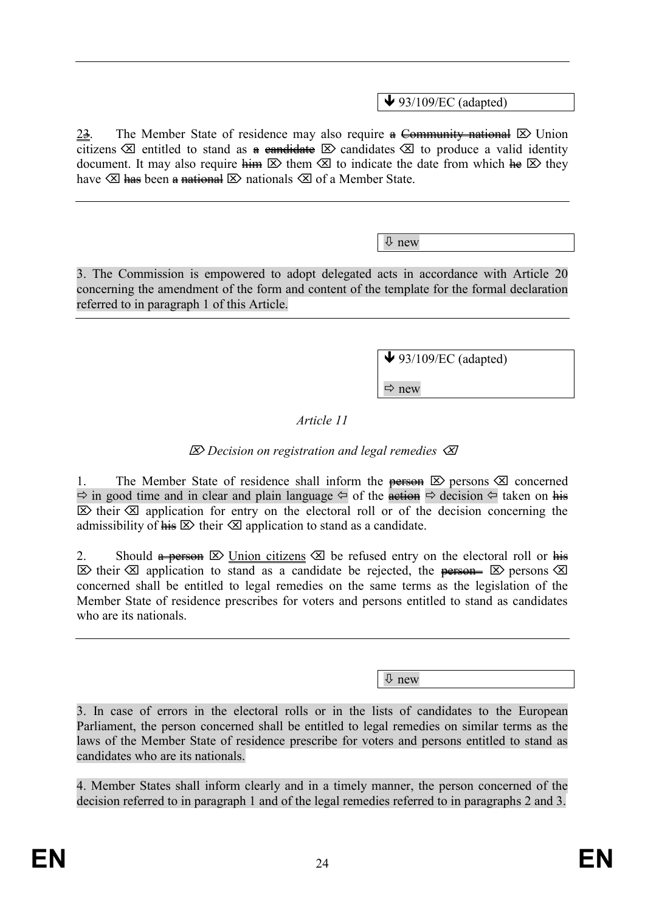↓ 93/109/EC (adapted)

~~2~~3. The Member State of residence may also require ~~a Community national~~ ⊠ Union citizens ⊠ entitled to stand as ~~a candidate~~ ⊠ candidates ⊠ to produce a valid identity document. It may also require ~~him~~ ⊠ them ⊠ to indicate the date from which ~~he~~ ⊠ they have ⊠ ~~has~~ been ~~a national~~ ⊠ nationals ⊠ of a Member State.

---

⇩ new

3. The Commission is empowered to adopt delegated acts in accordance with Article 20 concerning the amendment of the form and content of the template for the formal declaration referred to in paragraph 1 of this Article.

---

↓ 93/109/EC (adapted)

⇨ new

*Article 11*

⊠ *Decision on registration and legal remedies* ⊠

1. The Member State of residence shall inform the ~~person~~ ⊠ persons ⊠ concerned ⇨ in good time and in clear and plain language ⇦ of the ~~action~~ ⇨ decision ⇦ taken on ~~his~~ ⊠ their ⊠ application for entry on the electoral roll or of the decision concerning the admissibility of ~~his~~ ⊠ their ⊠ application to stand as a candidate.

2. Should ~~a person~~ ⊠ Union citizens ⊠ be refused entry on the electoral roll or ~~his~~ ⊠ their ⊠ application to stand as a candidate be rejected, the ~~person~~ ⊠ persons ⊠ concerned shall be entitled to legal remedies on the same terms as the legislation of the Member State of residence prescribes for voters and persons entitled to stand as candidates who are its nationals.

---

⇩ new

3. In case of errors in the electoral rolls or in the lists of candidates to the European Parliament, the person concerned shall be entitled to legal remedies on similar terms as the laws of the Member State of residence prescribe for voters and persons entitled to stand as candidates who are its nationals.

4. Member States shall inform clearly and in a timely manner, the person concerned of the decision referred to in paragraph 1 and of the legal remedies referred to in paragraphs 2 and 3.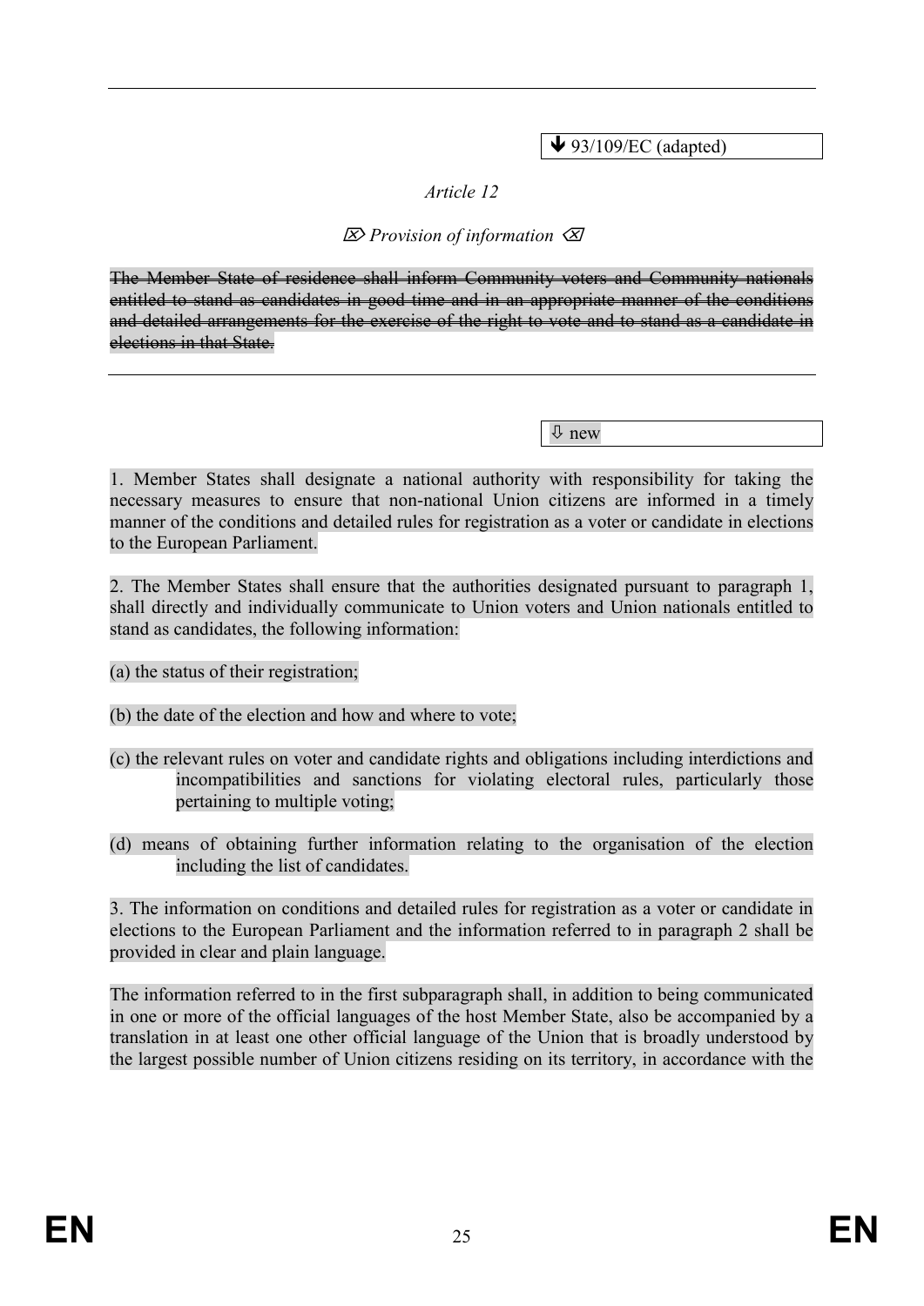↓ 93/109/EC (adapted)

*Article 12*

⌦ *Provision of information* ⌫

~~The Member State of residence shall inform Community voters and Community nationals entitled to stand as candidates in good time and in an appropriate manner of the conditions and detailed arrangements for the exercise of the right to vote and to stand as a candidate in elections in that State.~~

⇩ new

1. Member States shall designate a national authority with responsibility for taking the necessary measures to ensure that non-national Union citizens are informed in a timely manner of the conditions and detailed rules for registration as a voter or candidate in elections to the European Parliament.

2. The Member States shall ensure that the authorities designated pursuant to paragraph 1, shall directly and individually communicate to Union voters and Union nationals entitled to stand as candidates, the following information:

(a) the status of their registration;

(b) the date of the election and how and where to vote;

(c) the relevant rules on voter and candidate rights and obligations including interdictions and incompatibilities and sanctions for violating electoral rules, particularly those pertaining to multiple voting;

(d) means of obtaining further information relating to the organisation of the election including the list of candidates.

3. The information on conditions and detailed rules for registration as a voter or candidate in elections to the European Parliament and the information referred to in paragraph 2 shall be provided in clear and plain language.

The information referred to in the first subparagraph shall, in addition to being communicated in one or more of the official languages of the host Member State, also be accompanied by a translation in at least one other official language of the Union that is broadly understood by the largest possible number of Union citizens residing on its territory, in accordance with the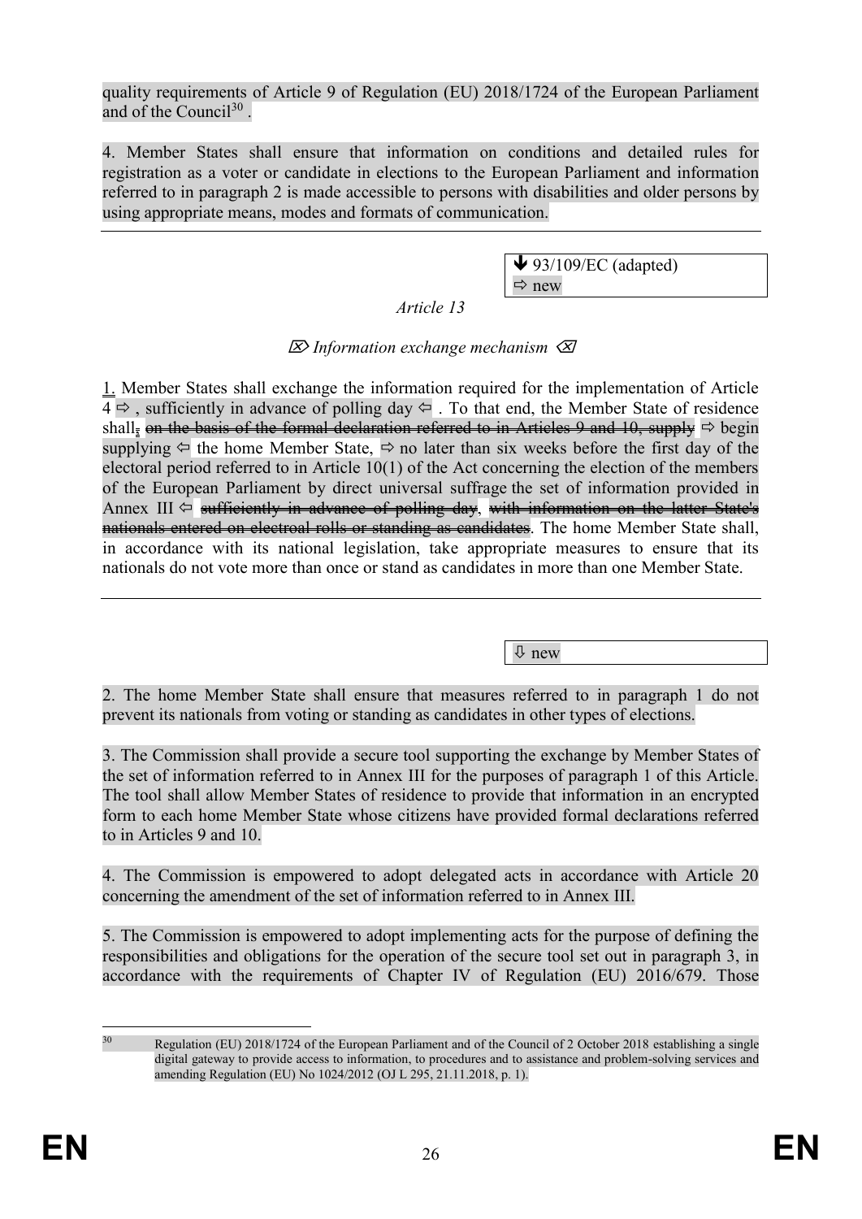quality requirements of Article 9 of Regulation (EU) 2018/1724 of the European Parliament and of the Council[30] .

4. Member States shall ensure that information on conditions and detailed rules for registration as a voter or candidate in elections to the European Parliament and information referred to in paragraph 2 is made accessible to persons with disabilities and older persons by using appropriate means, modes and formats of communication.

---

↓ 93/109/EC (adapted)
⇨ new

*Article 13*

⌦ *Information exchange mechanism* ⌫

1. Member States shall exchange the information required for the implementation of Article 4 ⇨ , sufficiently in advance of polling day ⇦ . To that end, the Member State of residence shall, ~~on the basis of the formal declaration referred to in Articles 9 and 10, supply~~ ⇨ begin supplying ⇦ the home Member State, ⇨ no later than six weeks before the first day of the electoral period referred to in Article 10(1) of the Act concerning the election of the members of the European Parliament by direct universal suffrage the set of information provided in Annex III ⇦ ~~sufficiently in advance of polling day~~, ~~with information on the latter State's nationals entered on electoral rolls or standing as candidates~~. The home Member State shall, in accordance with its national legislation, take appropriate measures to ensure that its nationals do not vote more than once or stand as candidates in more than one Member State.

---

⇩ new

2. The home Member State shall ensure that measures referred to in paragraph 1 do not prevent its nationals from voting or standing as candidates in other types of elections.

3. The Commission shall provide a secure tool supporting the exchange by Member States of the set of information referred to in Annex III for the purposes of paragraph 1 of this Article. The tool shall allow Member States of residence to provide that information in an encrypted form to each home Member State whose citizens have provided formal declarations referred to in Articles 9 and 10.

4. The Commission is empowered to adopt delegated acts in accordance with Article 20 concerning the amendment of the set of information referred to in Annex III.

5. The Commission is empowered to adopt implementing acts for the purpose of defining the responsibilities and obligations for the operation of the secure tool set out in paragraph 3, in accordance with the requirements of Chapter IV of Regulation (EU) 2016/679. Those

---

[30] Regulation (EU) 2018/1724 of the European Parliament and of the Council of 2 October 2018 establishing a single digital gateway to provide access to information, to procedures and to assistance and problem-solving services and amending Regulation (EU) No 1024/2012 (OJ L 295, 21.11.2018, p. 1).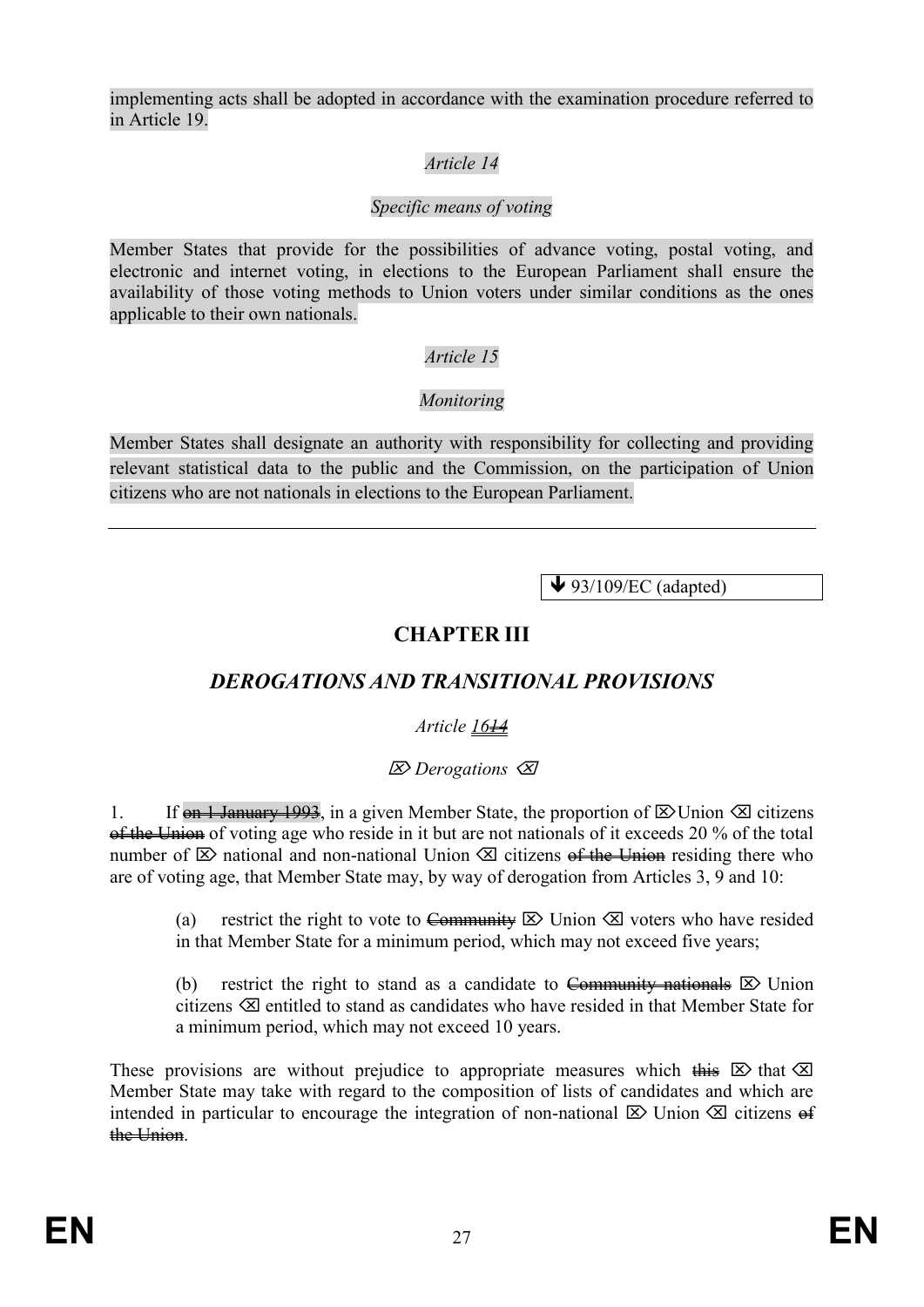implementing acts shall be adopted in accordance with the examination procedure referred to in Article 19.

*Article 14*

*Specific means of voting*

Member States that provide for the possibilities of advance voting, postal voting, and electronic and internet voting, in elections to the European Parliament shall ensure the availability of those voting methods to Union voters under similar conditions as the ones applicable to their own nationals.

*Article 15*

*Monitoring*

Member States shall designate an authority with responsibility for collecting and providing relevant statistical data to the public and the Commission, on the participation of Union citizens who are not nationals in elections to the European Parliament.

---

↓ 93/109/EC (adapted)

## CHAPTER III

## *DEROGATIONS AND TRANSITIONAL PROVISIONS*

*Article* ~~*14*~~ *16*

⌦ *Derogations* ⌫

1. If ~~on 1 January 1993~~, in a given Member State, the proportion of ⌦Union ⌫ citizens ~~of the Union~~ of voting age who reside in it but are not nationals of it exceeds 20 % of the total number of ⌦ national and non-national Union ⌫ citizens ~~of the Union~~ residing there who are of voting age, that Member State may, by way of derogation from Articles 3, 9 and 10:

(a) restrict the right to vote to ~~Community~~ ⌦ Union ⌫ voters who have resided in that Member State for a minimum period, which may not exceed five years;

(b) restrict the right to stand as a candidate to ~~Community nationals~~ ⌦ Union citizens ⌫ entitled to stand as candidates who have resided in that Member State for a minimum period, which may not exceed 10 years.

These provisions are without prejudice to appropriate measures which ~~this~~ ⌦ that ⌫ Member State may take with regard to the composition of lists of candidates and which are intended in particular to encourage the integration of non-national ⌦ Union ⌫ citizens ~~of the Union~~.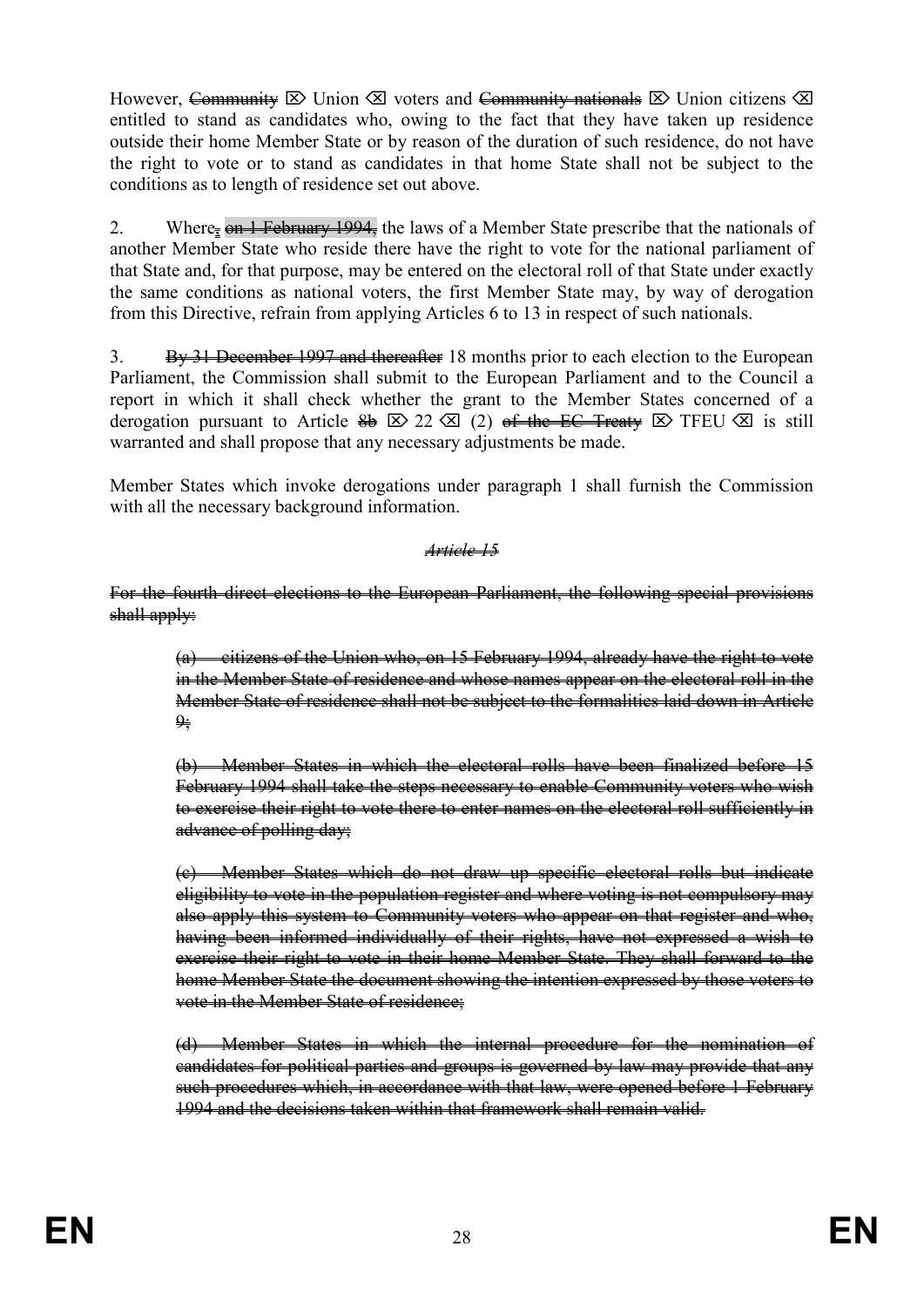However, ~~Community~~ ⌦ Union ⌫ voters and ~~Community nationals~~ ⌦ Union citizens ⌫ entitled to stand as candidates who, owing to the fact that they have taken up residence outside their home Member State or by reason of the duration of such residence, do not have the right to vote or to stand as candidates in that home State shall not be subject to the conditions as to length of residence set out above.

2. Where~~,~~ ~~on 1 February 1994,~~ the laws of a Member State prescribe that the nationals of another Member State who reside there have the right to vote for the national parliament of that State and, for that purpose, may be entered on the electoral roll of that State under exactly the same conditions as national voters, the first Member State may, by way of derogation from this Directive, refrain from applying Articles 6 to 13 in respect of such nationals.

3. ~~By 31 December 1997 and thereafter~~ 18 months prior to each election to the European Parliament, the Commission shall submit to the European Parliament and to the Council a report in which it shall check whether the grant to the Member States concerned of a derogation pursuant to Article ~~8b~~ ⌦ 22 ⌫ (2) ~~of the EC Treaty~~ ⌦ TFEU ⌫ is still warranted and shall propose that any necessary adjustments be made.

Member States which invoke derogations under paragraph 1 shall furnish the Commission with all the necessary background information.

~~*Article 15*~~

~~For the fourth direct elections to the European Parliament, the following special provisions shall apply:~~

> ~~(a) citizens of the Union who, on 15 February 1994, already have the right to vote in the Member State of residence and whose names appear on the electoral roll in the Member State of residence shall not be subject to the formalities laid down in Article 9;~~
>
> ~~(b) Member States in which the electoral rolls have been finalized before 15 February 1994 shall take the steps necessary to enable Community voters who wish to exercise their right to vote there to enter names on the electoral roll sufficiently in advance of polling day;~~
>
> ~~(c) Member States which do not draw up specific electoral rolls but indicate eligibility to vote in the population register and where voting is not compulsory may also apply this system to Community voters who appear on that register and who, having been informed individually of their rights, have not expressed a wish to exercise their right to vote in their home Member State. They shall forward to the home Member State the document showing the intention expressed by those voters to vote in the Member State of residence;~~
>
> ~~(d) Member States in which the internal procedure for the nomination of candidates for political parties and groups is governed by law may provide that any such procedures which, in accordance with that law, were opened before 1 February 1994 and the decisions taken within that framework shall remain valid.~~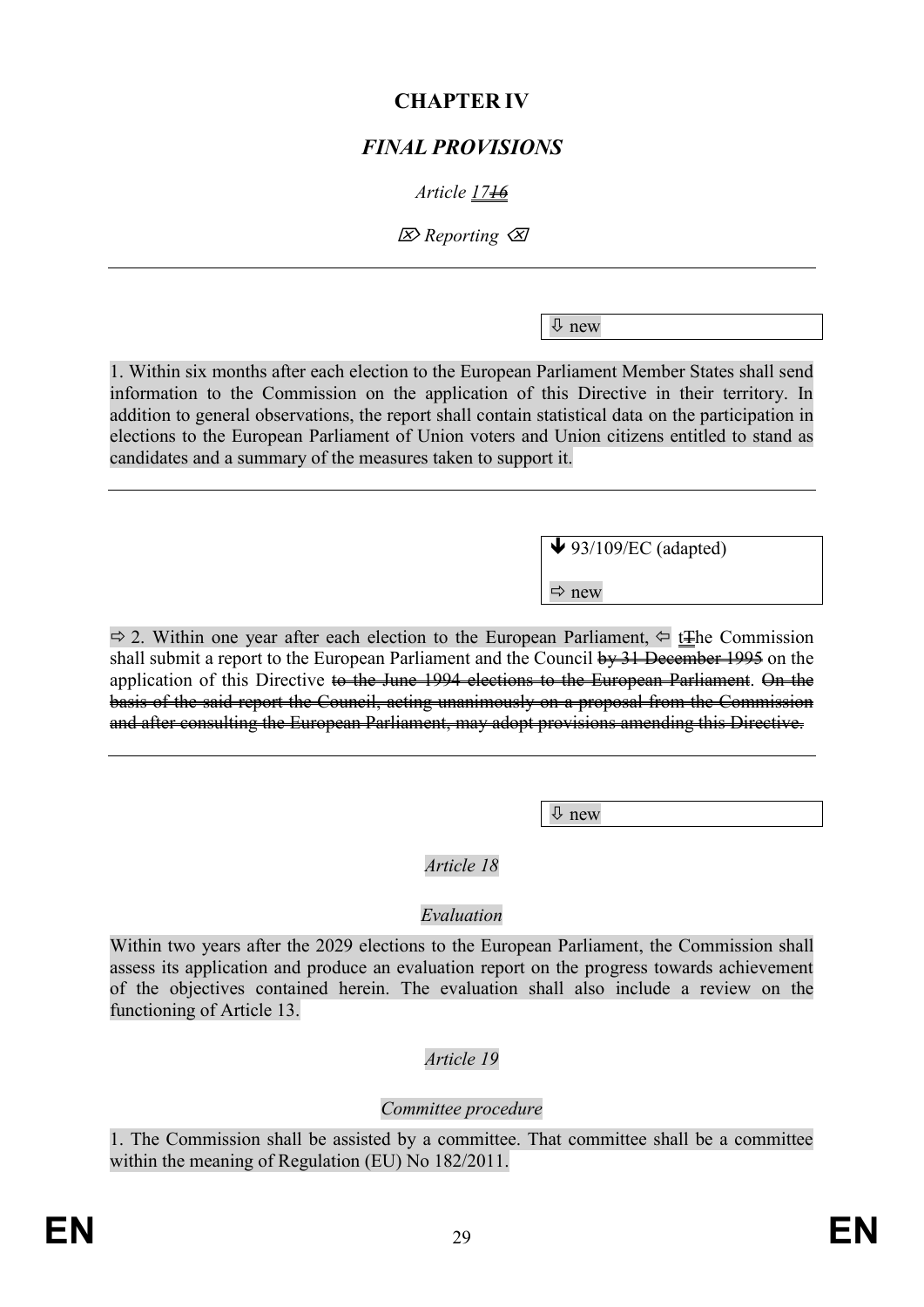## CHAPTER IV

## *FINAL PROVISIONS*

*Article 17~~16~~*

⌦ *Reporting* ⌫

---

⇩ new

1. Within six months after each election to the European Parliament Member States shall send information to the Commission on the application of this Directive in their territory. In addition to general observations, the report shall contain statistical data on the participation in elections to the European Parliament of Union voters and Union citizens entitled to stand as candidates and a summary of the measures taken to support it.

---

↓ 93/109/EC (adapted)

⇨ new

⇨ 2. Within one year after each election to the European Parliament, ⇦ t~~T~~he Commission shall submit a report to the European Parliament and the Council ~~by 31 December 1995~~ on the application of this Directive ~~to the June 1994 elections to the European Parliament~~. ~~On the basis of the said report the Council, acting unanimously on a proposal from the Commission and after consulting the European Parliament, may adopt provisions amending this Directive.~~

---

⇩ new

*Article 18*

*Evaluation*

Within two years after the 2029 elections to the European Parliament, the Commission shall assess its application and produce an evaluation report on the progress towards achievement of the objectives contained herein. The evaluation shall also include a review on the functioning of Article 13.

*Article 19*

*Committee procedure*

1. The Commission shall be assisted by a committee. That committee shall be a committee within the meaning of Regulation (EU) No 182/2011.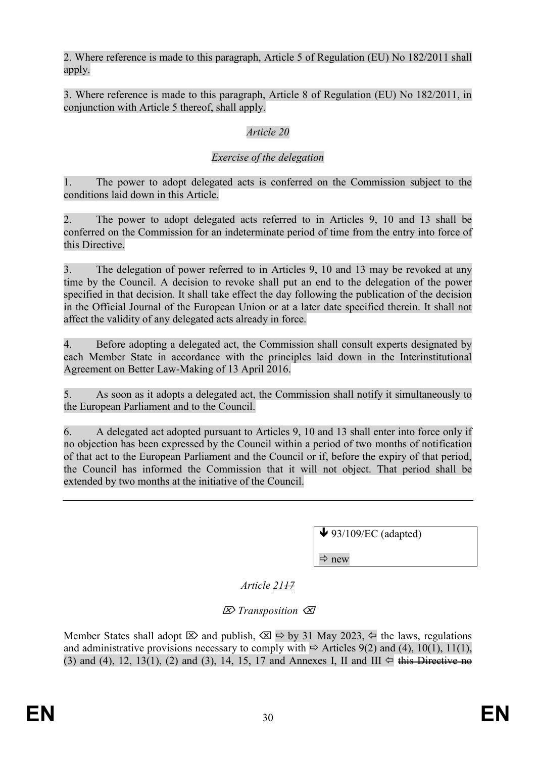2. Where reference is made to this paragraph, Article 5 of Regulation (EU) No 182/2011 shall apply.

3. Where reference is made to this paragraph, Article 8 of Regulation (EU) No 182/2011, in conjunction with Article 5 thereof, shall apply.

*Article 20*

*Exercise of the delegation*

1. The power to adopt delegated acts is conferred on the Commission subject to the conditions laid down in this Article.

2. The power to adopt delegated acts referred to in Articles 9, 10 and 13 shall be conferred on the Commission for an indeterminate period of time from the entry into force of this Directive.

3. The delegation of power referred to in Articles 9, 10 and 13 may be revoked at any time by the Council. A decision to revoke shall put an end to the delegation of the power specified in that decision. It shall take effect the day following the publication of the decision in the Official Journal of the European Union or at a later date specified therein. It shall not affect the validity of any delegated acts already in force.

4. Before adopting a delegated act, the Commission shall consult experts designated by each Member State in accordance with the principles laid down in the Interinstitutional Agreement on Better Law-Making of 13 April 2016.

5. As soon as it adopts a delegated act, the Commission shall notify it simultaneously to the European Parliament and to the Council.

6. A delegated act adopted pursuant to Articles 9, 10 and 13 shall enter into force only if no objection has been expressed by the Council within a period of two months of notification of that act to the European Parliament and the Council or if, before the expiry of that period, the Council has informed the Commission that it will not object. That period shall be extended by two months at the initiative of the Council.

---

↓ 93/109/EC (adapted)

⇨ new

*Article 21~~17~~*

⌦ *Transposition* ⌫

Member States shall adopt ⌦ and publish, ⌫ ⇨ by 31 May 2023, ⇦ the laws, regulations and administrative provisions necessary to comply with ⇨ Articles 9(2) and (4), 10(1), 11(1), (3) and (4), 12, 13(1), (2) and (3), 14, 15, 17 and Annexes I, II and III ⇦ ~~this Directive no~~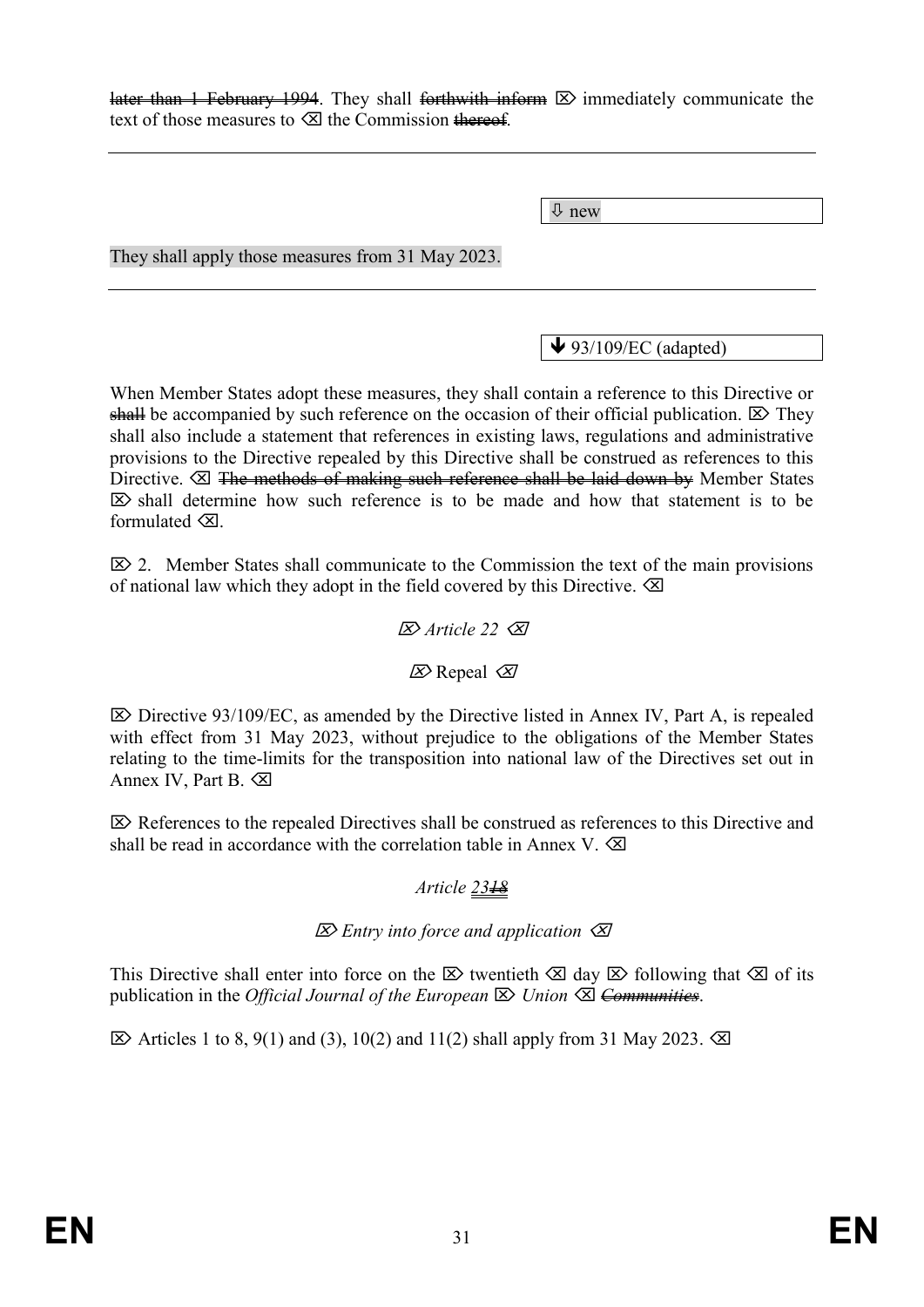~~later than 1 February 1994~~. They shall ~~forthwith inform~~ ⌦ immediately communicate the text of those measures to ⌫ the Commission ~~thereof~~.

---

⇩ new

They shall apply those measures from 31 May 2023.

---

🡻 93/109/EC (adapted)

When Member States adopt these measures, they shall contain a reference to this Directive or ~~shall~~ be accompanied by such reference on the occasion of their official publication. ⌦ They shall also include a statement that references in existing laws, regulations and administrative provisions to the Directive repealed by this Directive shall be construed as references to this Directive. ⌫ ~~The methods of making such reference shall be laid down by~~ Member States ⌦ shall determine how such reference is to be made and how that statement is to be formulated ⌫.

⌦ 2. Member States shall communicate to the Commission the text of the main provisions of national law which they adopt in the field covered by this Directive. ⌫

*⌦ Article 22 ⌫*

⌦ Repeal ⌫

⌦ Directive 93/109/EC, as amended by the Directive listed in Annex IV, Part A, is repealed with effect from 31 May 2023, without prejudice to the obligations of the Member States relating to the time-limits for the transposition into national law of the Directives set out in Annex IV, Part B. ⌫

⌦ References to the repealed Directives shall be construed as references to this Directive and shall be read in accordance with the correlation table in Annex V. ⌫

*Article 23~~18~~*

*⌦ Entry into force and application ⌫*

This Directive shall enter into force on the ⌦ twentieth ⌫ day ⌦ following that ⌫ of its publication in the *Official Journal of the European* ⌦ *Union* ⌫ ~~*Communities*~~.

⌦ Articles 1 to 8, 9(1) and (3), 10(2) and 11(2) shall apply from 31 May 2023. ⌫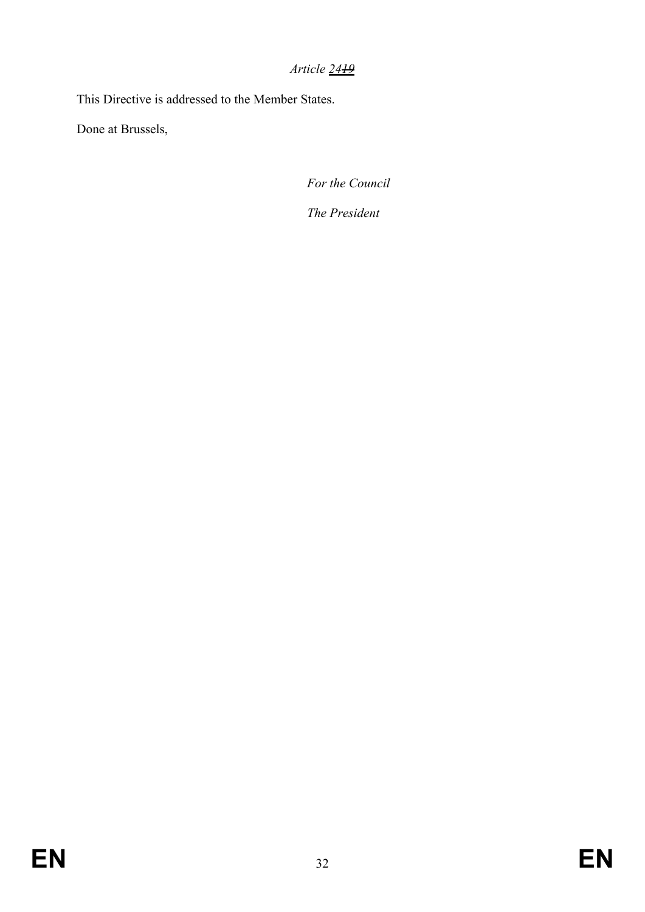*Article ~~19~~24*

This Directive is addressed to the Member States.

Done at Brussels,

*For the Council*

*The President*